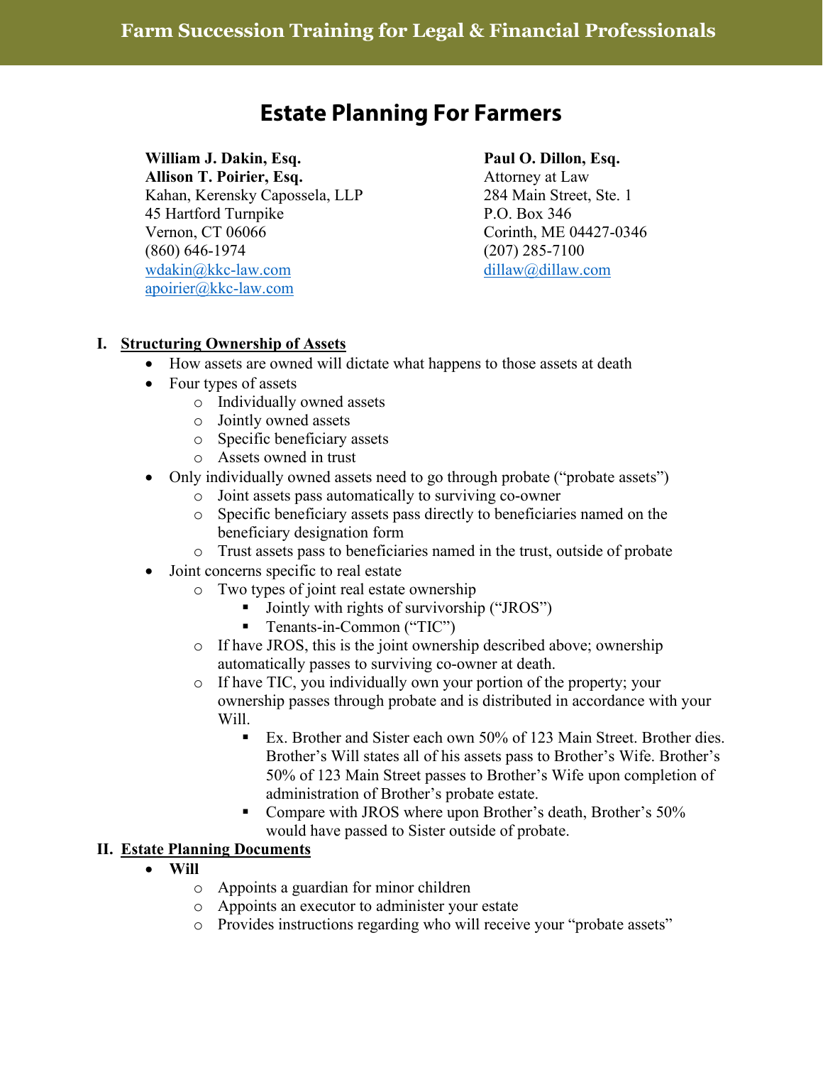Farm Succession Training for Legal & Financial Professionals

# Estate Planning For Farmers

**William J. Dakin, Esq.**
**Allison T. Poirier, Esq.**
Kahan, Kerensky Capossela, LLP
45 Hartford Turnpike
Vernon, CT 06066
(860) 646-1974
wdakin@kkc-law.com
apoirier@kkc-law.com

**Paul O. Dillon, Esq.**
Attorney at Law
284 Main Street, Ste. 1
P.O. Box 346
Corinth, ME 04427-0346
(207) 285-7100
dillaw@dillaw.com

## I. Structuring Ownership of Assets

- How assets are owned will dictate what happens to those assets at death
- Four types of assets
  - Individually owned assets
  - Jointly owned assets
  - Specific beneficiary assets
  - Assets owned in trust
- Only individually owned assets need to go through probate ("probate assets")
  - Joint assets pass automatically to surviving co-owner
  - Specific beneficiary assets pass directly to beneficiaries named on the beneficiary designation form
  - Trust assets pass to beneficiaries named in the trust, outside of probate
- Joint concerns specific to real estate
  - Two types of joint real estate ownership
    - Jointly with rights of survivorship ("JROS")
    - Tenants-in-Common ("TIC")
  - If have JROS, this is the joint ownership described above; ownership automatically passes to surviving co-owner at death.
  - If have TIC, you individually own your portion of the property; your ownership passes through probate and is distributed in accordance with your Will.
    - Ex. Brother and Sister each own 50% of 123 Main Street. Brother dies. Brother's Will states all of his assets pass to Brother's Wife. Brother's 50% of 123 Main Street passes to Brother's Wife upon completion of administration of Brother's probate estate.
    - Compare with JROS where upon Brother's death, Brother's 50% would have passed to Sister outside of probate.

## II. Estate Planning Documents

- **Will**
  - Appoints a guardian for minor children
  - Appoints an executor to administer your estate
  - Provides instructions regarding who will receive your "probate assets"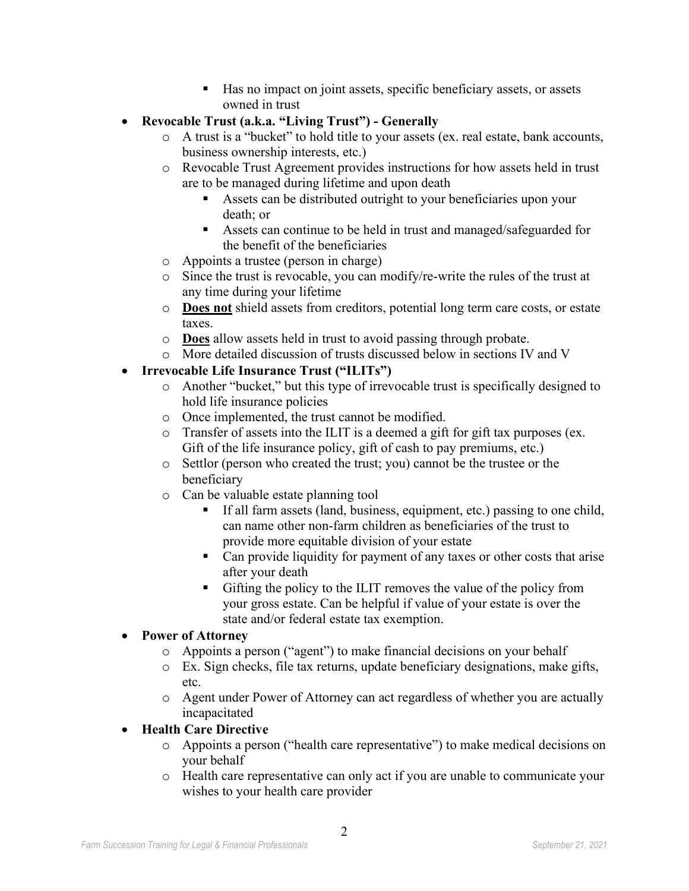- Has no impact on joint assets, specific beneficiary assets, or assets owned in trust

- **Revocable Trust (a.k.a. "Living Trust") - Generally**
    - A trust is a "bucket" to hold title to your assets (ex. real estate, bank accounts, business ownership interests, etc.)
    - Revocable Trust Agreement provides instructions for how assets held in trust are to be managed during lifetime and upon death
        - Assets can be distributed outright to your beneficiaries upon your death; or
        - Assets can continue to be held in trust and managed/safeguarded for the benefit of the beneficiaries
    - Appoints a trustee (person in charge)
    - Since the trust is revocable, you can modify/re-write the rules of the trust at any time during your lifetime
    - **<u>Does not</u>** shield assets from creditors, potential long term care costs, or estate taxes.
    - **<u>Does</u>** allow assets held in trust to avoid passing through probate.
    - More detailed discussion of trusts discussed below in sections IV and V
- **Irrevocable Life Insurance Trust ("ILITs")**
    - Another "bucket," but this type of irrevocable trust is specifically designed to hold life insurance policies
    - Once implemented, the trust cannot be modified.
    - Transfer of assets into the ILIT is a deemed a gift for gift tax purposes (ex. Gift of the life insurance policy, gift of cash to pay premiums, etc.)
    - Settlor (person who created the trust; you) cannot be the trustee or the beneficiary
    - Can be valuable estate planning tool
        - If all farm assets (land, business, equipment, etc.) passing to one child, can name other non-farm children as beneficiaries of the trust to provide more equitable division of your estate
        - Can provide liquidity for payment of any taxes or other costs that arise after your death
        - Gifting the policy to the ILIT removes the value of the policy from your gross estate. Can be helpful if value of your estate is over the state and/or federal estate tax exemption.
- **Power of Attorney**
    - Appoints a person ("agent") to make financial decisions on your behalf
    - Ex. Sign checks, file tax returns, update beneficiary designations, make gifts, etc.
    - Agent under Power of Attorney can act regardless of whether you are actually incapacitated
- **Health Care Directive**
    - Appoints a person ("health care representative") to make medical decisions on your behalf
    - Health care representative can only act if you are unable to communicate your wishes to your health care provider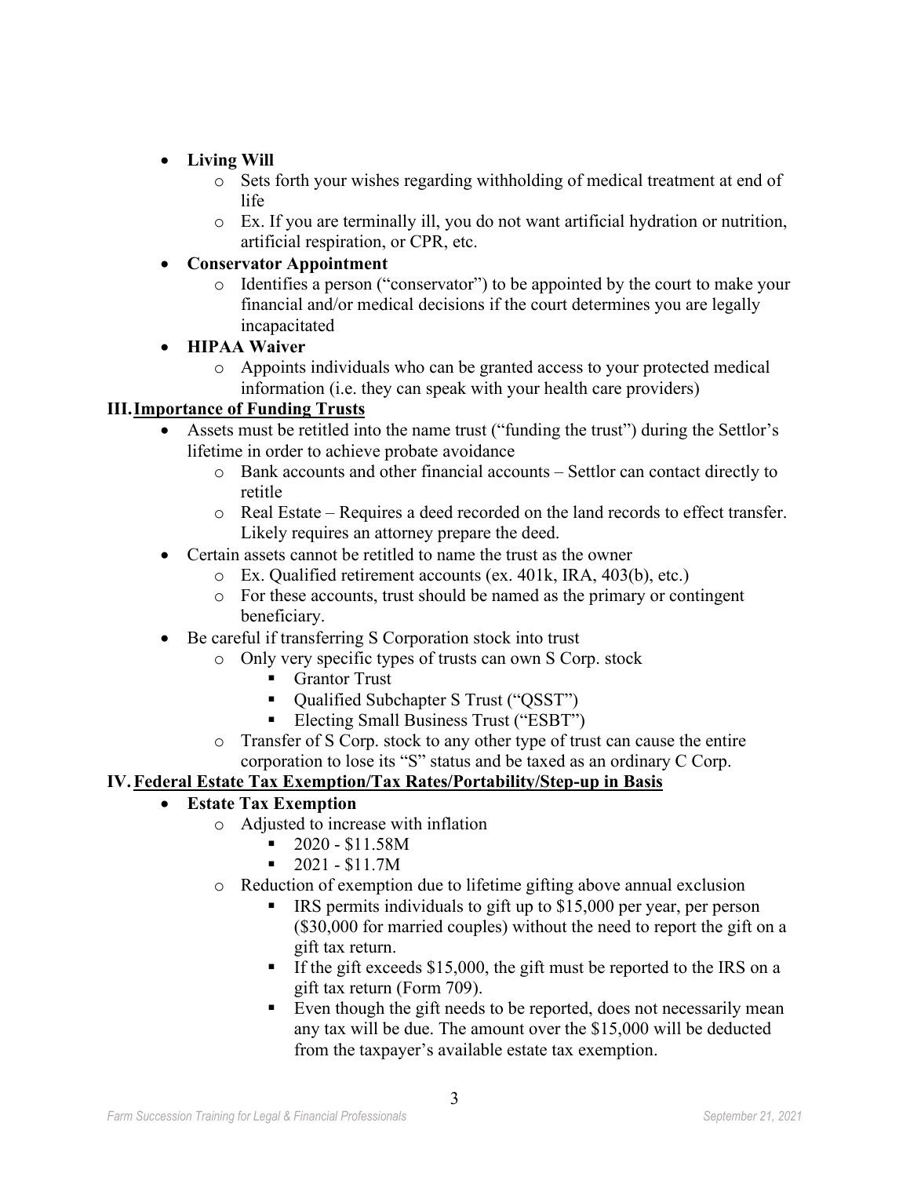- **Living Will**
    - Sets forth your wishes regarding withholding of medical treatment at end of life
    - Ex. If you are terminally ill, you do not want artificial hydration or nutrition, artificial respiration, or CPR, etc.
- **Conservator Appointment**
    - Identifies a person ("conservator") to be appointed by the court to make your financial and/or medical decisions if the court determines you are legally incapacitated
- **HIPAA Waiver**
    - Appoints individuals who can be granted access to your protected medical information (i.e. they can speak with your health care providers)

## III. <u>Importance of Funding Trusts</u>

- Assets must be retitled into the name trust ("funding the trust") during the Settlor's lifetime in order to achieve probate avoidance
    - Bank accounts and other financial accounts – Settlor can contact directly to retitle
    - Real Estate – Requires a deed recorded on the land records to effect transfer. Likely requires an attorney prepare the deed.
- Certain assets cannot be retitled to name the trust as the owner
    - Ex. Qualified retirement accounts (ex. 401k, IRA, 403(b), etc.)
    - For these accounts, trust should be named as the primary or contingent beneficiary.
- Be careful if transferring S Corporation stock into trust
    - Only very specific types of trusts can own S Corp. stock
        - Grantor Trust
        - Qualified Subchapter S Trust ("QSST")
        - Electing Small Business Trust ("ESBT")
    - Transfer of S Corp. stock to any other type of trust can cause the entire corporation to lose its "S" status and be taxed as an ordinary C Corp.

## IV. <u>Federal Estate Tax Exemption/Tax Rates/Portability/Step-up in Basis</u>

- **Estate Tax Exemption**
    - Adjusted to increase with inflation
        - 2020 - $11.58M
        - 2021 - $11.7M
    - Reduction of exemption due to lifetime gifting above annual exclusion
        - IRS permits individuals to gift up to $15,000 per year, per person ($30,000 for married couples) without the need to report the gift on a gift tax return.
        - If the gift exceeds $15,000, the gift must be reported to the IRS on a gift tax return (Form 709).
        - Even though the gift needs to be reported, does not necessarily mean any tax will be due. The amount over the $15,000 will be deducted from the taxpayer's available estate tax exemption.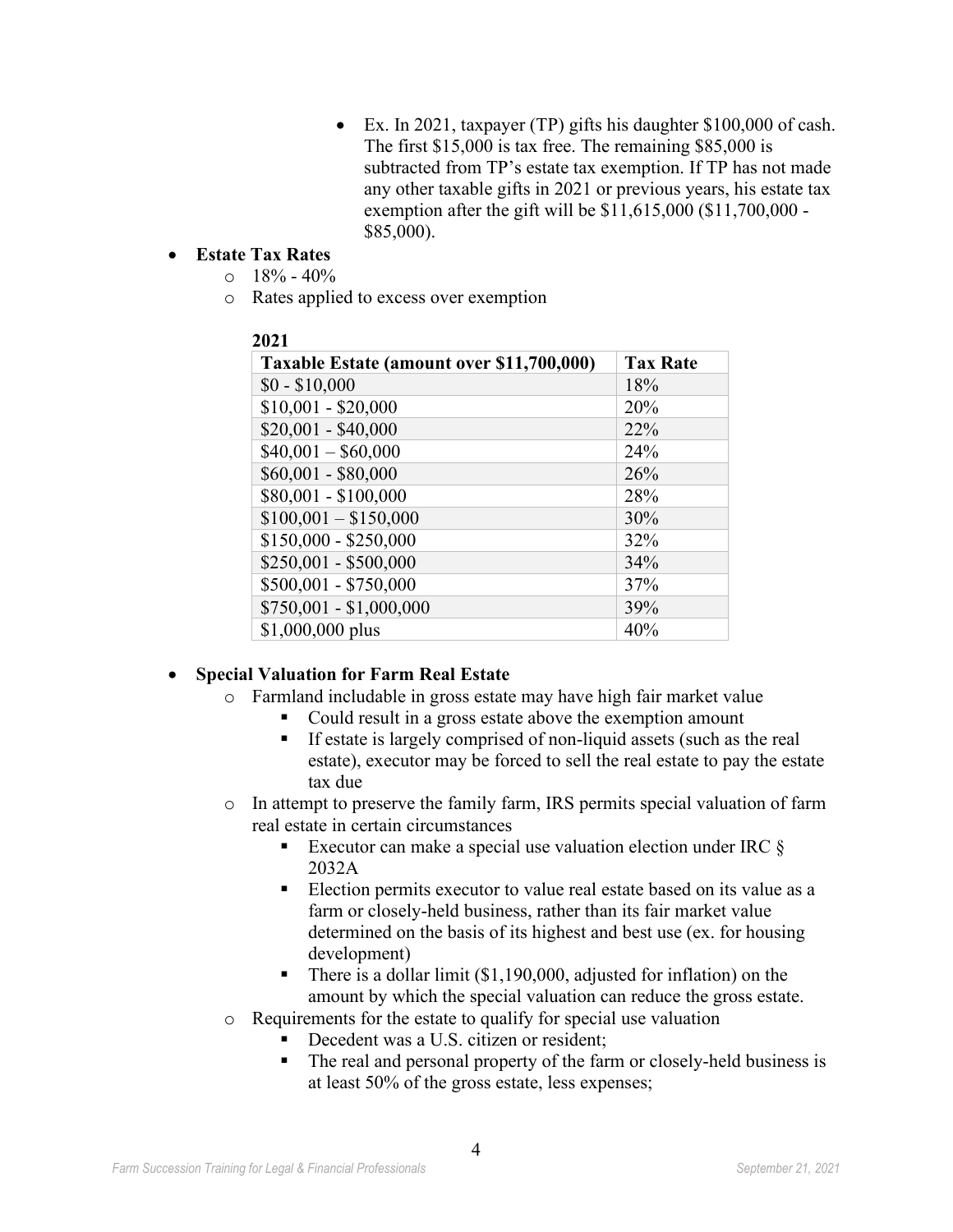- Ex. In 2021, taxpayer (TP) gifts his daughter $100,000 of cash. The first $15,000 is tax free. The remaining $85,000 is subtracted from TP's estate tax exemption. If TP has not made any other taxable gifts in 2021 or previous years, his estate tax exemption after the gift will be $11,615,000 ($11,700,000 - $85,000).

- **Estate Tax Rates**
  - 18% - 40%
  - Rates applied to excess over exemption

**2021**

| Taxable Estate (amount over $11,700,000) | Tax Rate |
|---|---|
| $0 - $10,000 | 18% |
| $10,001 - $20,000 | 20% |
| $20,001 - $40,000 | 22% |
| $40,001 – $60,000 | 24% |
| $60,001 - $80,000 | 26% |
| $80,001 - $100,000 | 28% |
| $100,001 – $150,000 | 30% |
| $150,000 - $250,000 | 32% |
| $250,001 - $500,000 | 34% |
| $500,001 - $750,000 | 37% |
| $750,001 - $1,000,000 | 39% |
| $1,000,000 plus | 40% |

- **Special Valuation for Farm Real Estate**
  - Farmland includable in gross estate may have high fair market value
    - Could result in a gross estate above the exemption amount
    - If estate is largely comprised of non-liquid assets (such as the real estate), executor may be forced to sell the real estate to pay the estate tax due
  - In attempt to preserve the family farm, IRS permits special valuation of farm real estate in certain circumstances
    - Executor can make a special use valuation election under IRC § 2032A
    - Election permits executor to value real estate based on its value as a farm or closely-held business, rather than its fair market value determined on the basis of its highest and best use (ex. for housing development)
    - There is a dollar limit ($1,190,000, adjusted for inflation) on the amount by which the special valuation can reduce the gross estate.
  - Requirements for the estate to qualify for special use valuation
    - Decedent was a U.S. citizen or resident;
    - The real and personal property of the farm or closely-held business is at least 50% of the gross estate, less expenses;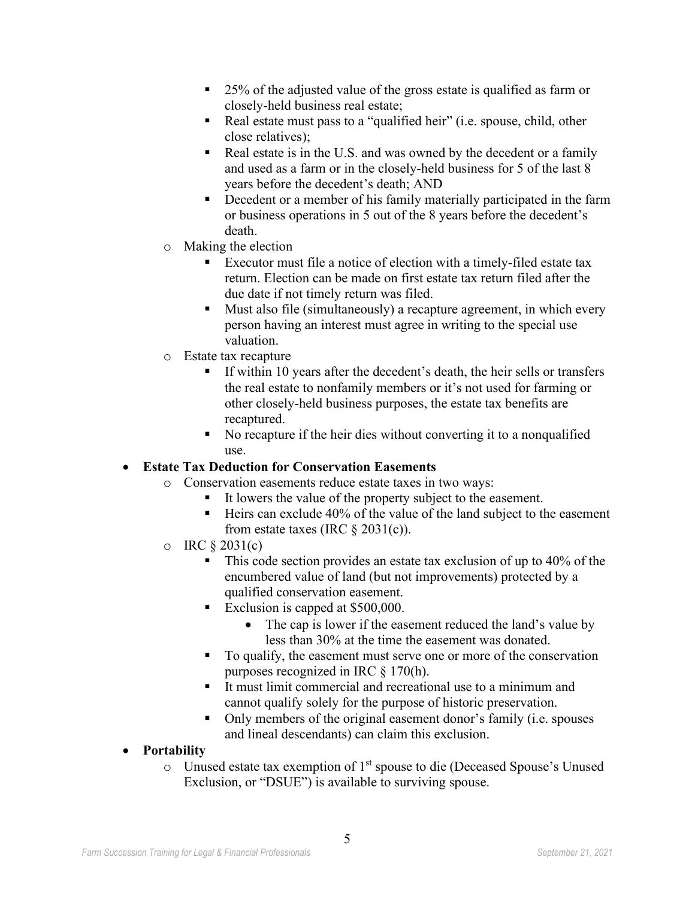- 25% of the adjusted value of the gross estate is qualified as farm or closely-held business real estate;
        - Real estate must pass to a "qualified heir" (i.e. spouse, child, other close relatives);
        - Real estate is in the U.S. and was owned by the decedent or a family and used as a farm or in the closely-held business for 5 of the last 8 years before the decedent's death; AND
        - Decedent or a member of his family materially participated in the farm or business operations in 5 out of the 8 years before the decedent's death.
    - Making the election
        - Executor must file a notice of election with a timely-filed estate tax return. Election can be made on first estate tax return filed after the due date if not timely return was filed.
        - Must also file (simultaneously) a recapture agreement, in which every person having an interest must agree in writing to the special use valuation.
    - Estate tax recapture
        - If within 10 years after the decedent's death, the heir sells or transfers the real estate to nonfamily members or it's not used for farming or other closely-held business purposes, the estate tax benefits are recaptured.
        - No recapture if the heir dies without converting it to a nonqualified use.
- **Estate Tax Deduction for Conservation Easements**
    - Conservation easements reduce estate taxes in two ways:
        - It lowers the value of the property subject to the easement.
        - Heirs can exclude 40% of the value of the land subject to the easement from estate taxes (IRC § 2031(c)).
    - IRC § 2031(c)
        - This code section provides an estate tax exclusion of up to 40% of the encumbered value of land (but not improvements) protected by a qualified conservation easement.
        - Exclusion is capped at $500,000.
            - The cap is lower if the easement reduced the land's value by less than 30% at the time the easement was donated.
        - To qualify, the easement must serve one or more of the conservation purposes recognized in IRC § 170(h).
        - It must limit commercial and recreational use to a minimum and cannot qualify solely for the purpose of historic preservation.
        - Only members of the original easement donor's family (i.e. spouses and lineal descendants) can claim this exclusion.
- **Portability**
    - Unused estate tax exemption of 1st spouse to die (Deceased Spouse's Unused Exclusion, or "DSUE") is available to surviving spouse.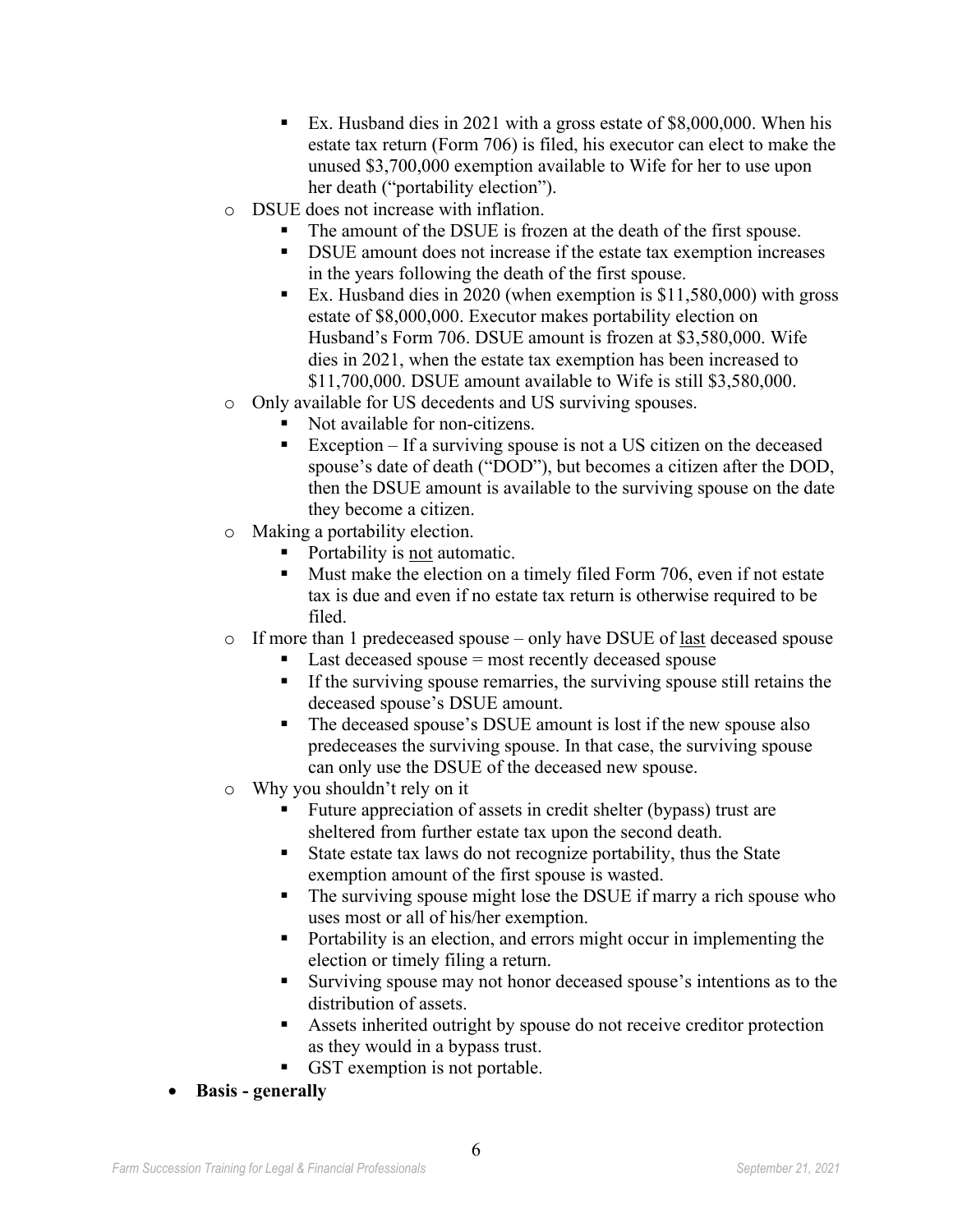- Ex. Husband dies in 2021 with a gross estate of $8,000,000. When his estate tax return (Form 706) is filed, his executor can elect to make the unused $3,700,000 exemption available to Wife for her to use upon her death ("portability election").
    - DSUE does not increase with inflation.
        - The amount of the DSUE is frozen at the death of the first spouse.
        - DSUE amount does not increase if the estate tax exemption increases in the years following the death of the first spouse.
        - Ex. Husband dies in 2020 (when exemption is $11,580,000) with gross estate of $8,000,000. Executor makes portability election on Husband's Form 706. DSUE amount is frozen at $3,580,000. Wife dies in 2021, when the estate tax exemption has been increased to $11,700,000. DSUE amount available to Wife is still $3,580,000.
    - Only available for US decedents and US surviving spouses.
        - Not available for non-citizens.
        - Exception – If a surviving spouse is not a US citizen on the deceased spouse's date of death ("DOD"), but becomes a citizen after the DOD, then the DSUE amount is available to the surviving spouse on the date they become a citizen.
    - Making a portability election.
        - Portability is <u>not</u> automatic.
        - Must make the election on a timely filed Form 706, even if not estate tax is due and even if no estate tax return is otherwise required to be filed.
    - If more than 1 predeceased spouse – only have DSUE of <u>last</u> deceased spouse
        - Last deceased spouse = most recently deceased spouse
        - If the surviving spouse remarries, the surviving spouse still retains the deceased spouse's DSUE amount.
        - The deceased spouse's DSUE amount is lost if the new spouse also predeceases the surviving spouse. In that case, the surviving spouse can only use the DSUE of the deceased new spouse.
    - Why you shouldn't rely on it
        - Future appreciation of assets in credit shelter (bypass) trust are sheltered from further estate tax upon the second death.
        - State estate tax laws do not recognize portability, thus the State exemption amount of the first spouse is wasted.
        - The surviving spouse might lose the DSUE if marry a rich spouse who uses most or all of his/her exemption.
        - Portability is an election, and errors might occur in implementing the election or timely filing a return.
        - Surviving spouse may not honor deceased spouse's intentions as to the distribution of assets.
        - Assets inherited outright by spouse do not receive creditor protection as they would in a bypass trust.
        - GST exemption is not portable.
- **Basis - generally**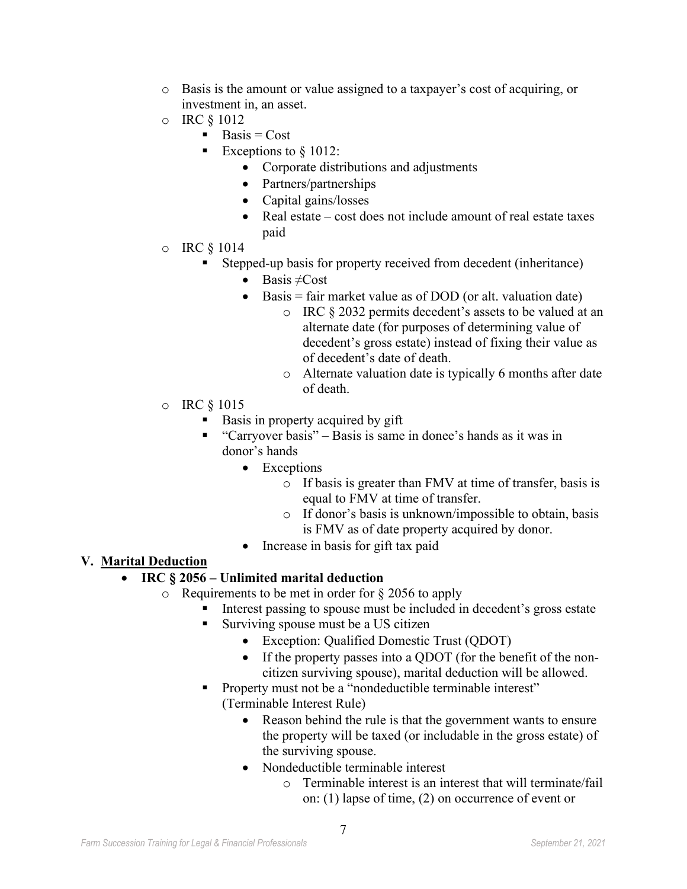- Basis is the amount or value assigned to a taxpayer's cost of acquiring, or investment in, an asset.
- IRC § 1012
  - Basis = Cost
  - Exceptions to § 1012:
    - Corporate distributions and adjustments
    - Partners/partnerships
    - Capital gains/losses
    - Real estate – cost does not include amount of real estate taxes paid
- IRC § 1014
  - Stepped-up basis for property received from decedent (inheritance)
    - Basis ≠Cost
    - Basis = fair market value as of DOD (or alt. valuation date)
      - IRC § 2032 permits decedent's assets to be valued at an alternate date (for purposes of determining value of decedent's gross estate) instead of fixing their value as of decedent's date of death.
      - Alternate valuation date is typically 6 months after date of death.
- IRC § 1015
  - Basis in property acquired by gift
  - "Carryover basis" – Basis is same in donee's hands as it was in donor's hands
    - Exceptions
      - If basis is greater than FMV at time of transfer, basis is equal to FMV at time of transfer.
      - If donor's basis is unknown/impossible to obtain, basis is FMV as of date property acquired by donor.
    - Increase in basis for gift tax paid

## V. Marital Deduction

- **IRC § 2056 – Unlimited marital deduction**
  - Requirements to be met in order for § 2056 to apply
    - Interest passing to spouse must be included in decedent's gross estate
    - Surviving spouse must be a US citizen
      - Exception: Qualified Domestic Trust (QDOT)
      - If the property passes into a QDOT (for the benefit of the non-citizen surviving spouse), marital deduction will be allowed.
    - Property must not be a "nondeductible terminable interest" (Terminable Interest Rule)
      - Reason behind the rule is that the government wants to ensure the property will be taxed (or includable in the gross estate) of the surviving spouse.
      - Nondeductible terminable interest
        - Terminable interest is an interest that will terminate/fail on: (1) lapse of time, (2) on occurrence of event or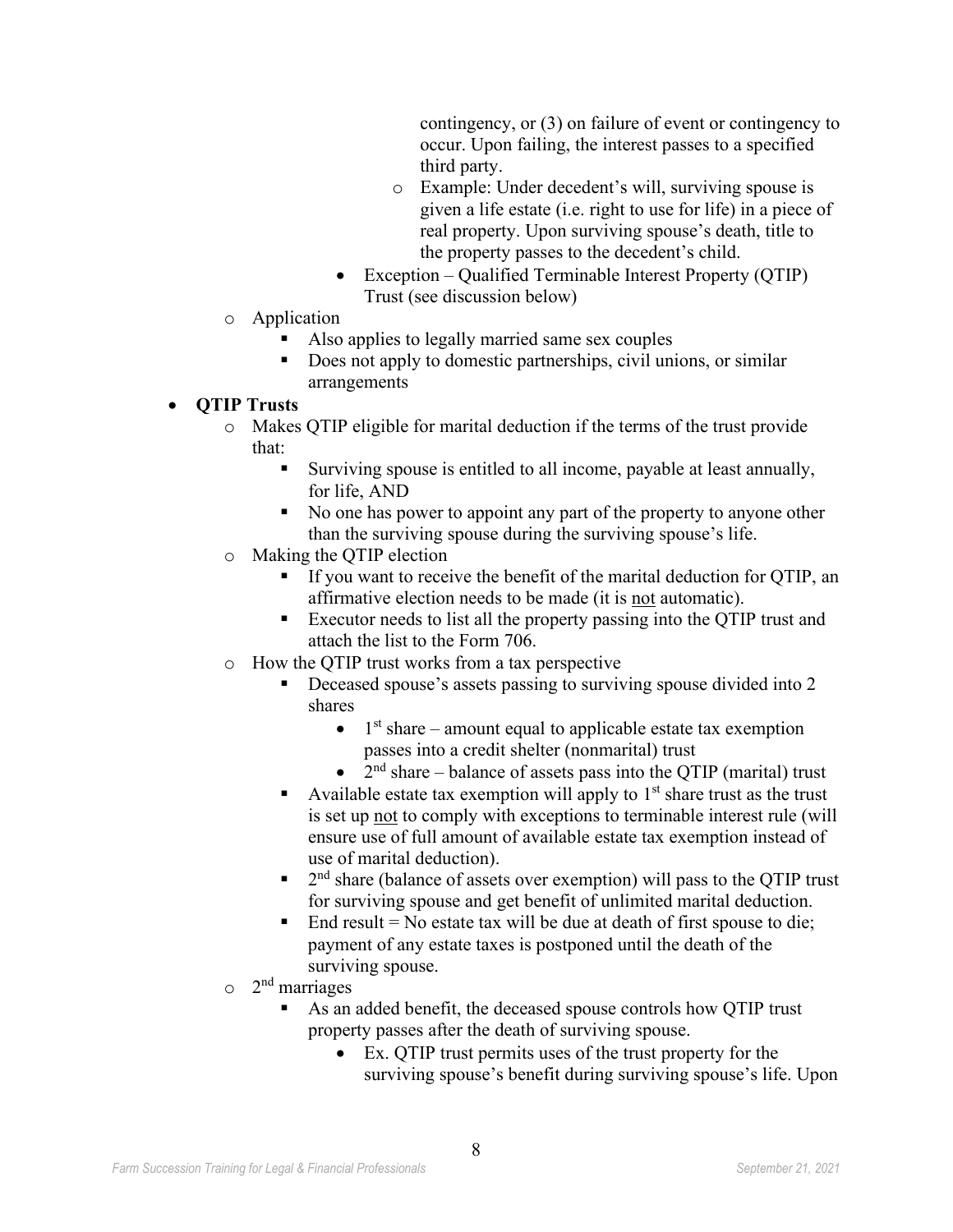contingency, or (3) on failure of event or contingency to occur. Upon failing, the interest passes to a specified third party.

- Example: Under decedent's will, surviving spouse is given a life estate (i.e. right to use for life) in a piece of real property. Upon surviving spouse's death, title to the property passes to the decedent's child.

- Exception – Qualified Terminable Interest Property (QTIP) Trust (see discussion below)

- Application
  - Also applies to legally married same sex couples
  - Does not apply to domestic partnerships, civil unions, or similar arrangements

- **QTIP Trusts**
  - Makes QTIP eligible for marital deduction if the terms of the trust provide that:
    - Surviving spouse is entitled to all income, payable at least annually, for life, AND
    - No one has power to appoint any part of the property to anyone other than the surviving spouse during the surviving spouse's life.
  - Making the QTIP election
    - If you want to receive the benefit of the marital deduction for QTIP, an affirmative election needs to be made (it is <u>not</u> automatic).
    - Executor needs to list all the property passing into the QTIP trust and attach the list to the Form 706.
  - How the QTIP trust works from a tax perspective
    - Deceased spouse's assets passing to surviving spouse divided into 2 shares
      - 1st share – amount equal to applicable estate tax exemption passes into a credit shelter (nonmarital) trust
      - 2nd share – balance of assets pass into the QTIP (marital) trust
    - Available estate tax exemption will apply to 1st share trust as the trust is set up <u>not</u> to comply with exceptions to terminable interest rule (will ensure use of full amount of available estate tax exemption instead of use of marital deduction).
    - 2nd share (balance of assets over exemption) will pass to the QTIP trust for surviving spouse and get benefit of unlimited marital deduction.
    - End result = No estate tax will be due at death of first spouse to die; payment of any estate taxes is postponed until the death of the surviving spouse.
  - 2nd marriages
    - As an added benefit, the deceased spouse controls how QTIP trust property passes after the death of surviving spouse.
      - Ex. QTIP trust permits uses of the trust property for the surviving spouse's benefit during surviving spouse's life. Upon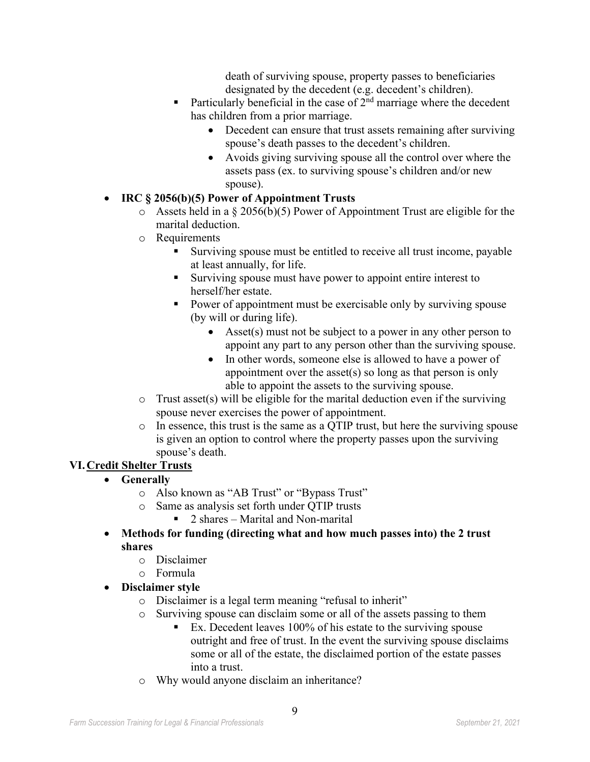- death of surviving spouse, property passes to beneficiaries designated by the decedent (e.g. decedent's children).
    - Particularly beneficial in the case of 2nd marriage where the decedent has children from a prior marriage.
        - Decedent can ensure that trust assets remaining after surviving spouse's death passes to the decedent's children.
        - Avoids giving surviving spouse all the control over where the assets pass (ex. to surviving spouse's children and/or new spouse).

- **IRC § 2056(b)(5) Power of Appointment Trusts**
    - Assets held in a § 2056(b)(5) Power of Appointment Trust are eligible for the marital deduction.
    - Requirements
        - Surviving spouse must be entitled to receive all trust income, payable at least annually, for life.
        - Surviving spouse must have power to appoint entire interest to herself/her estate.
        - Power of appointment must be exercisable only by surviving spouse (by will or during life).
            - Asset(s) must not be subject to a power in any other person to appoint any part to any person other than the surviving spouse.
            - In other words, someone else is allowed to have a power of appointment over the asset(s) so long as that person is only able to appoint the assets to the surviving spouse.
    - Trust asset(s) will be eligible for the marital deduction even if the surviving spouse never exercises the power of appointment.
    - In essence, this trust is the same as a QTIP trust, but here the surviving spouse is given an option to control where the property passes upon the surviving spouse's death.

## VI. Credit Shelter Trusts

- **Generally**
    - Also known as "AB Trust" or "Bypass Trust"
    - Same as analysis set forth under QTIP trusts
        - 2 shares – Marital and Non-marital
- **Methods for funding (directing what and how much passes into) the 2 trust shares**
    - Disclaimer
    - Formula
- **Disclaimer style**
    - Disclaimer is a legal term meaning "refusal to inherit"
    - Surviving spouse can disclaim some or all of the assets passing to them
        - Ex. Decedent leaves 100% of his estate to the surviving spouse outright and free of trust. In the event the surviving spouse disclaims some or all of the estate, the disclaimed portion of the estate passes into a trust.
    - Why would anyone disclaim an inheritance?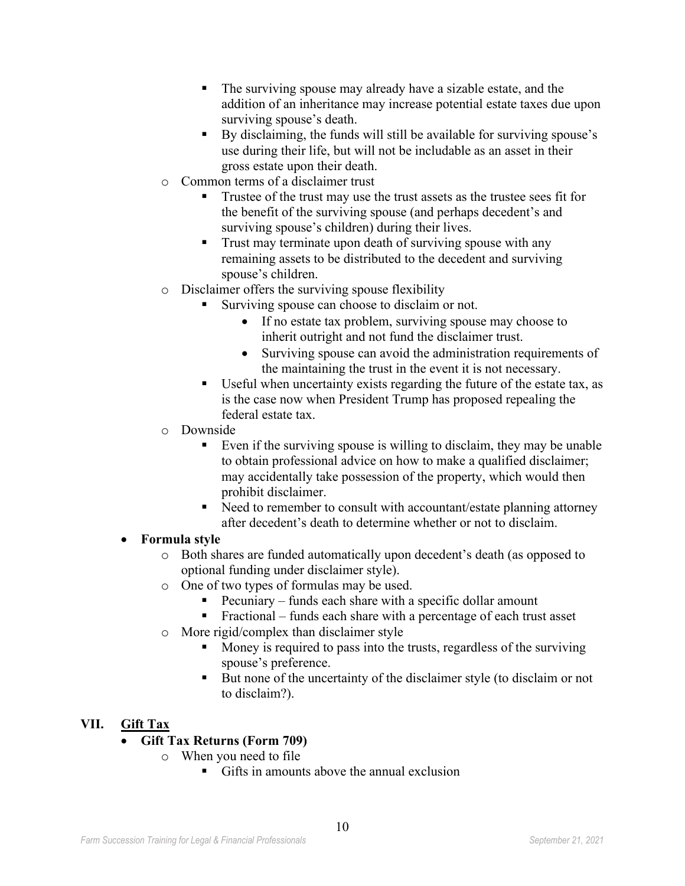- The surviving spouse may already have a sizable estate, and the addition of an inheritance may increase potential estate taxes due upon surviving spouse's death.
    - By disclaiming, the funds will still be available for surviving spouse's use during their life, but will not be includable as an asset in their gross estate upon their death.
  - Common terms of a disclaimer trust
    - Trustee of the trust may use the trust assets as the trustee sees fit for the benefit of the surviving spouse (and perhaps decedent's and surviving spouse's children) during their lives.
    - Trust may terminate upon death of surviving spouse with any remaining assets to be distributed to the decedent and surviving spouse's children.
  - Disclaimer offers the surviving spouse flexibility
    - Surviving spouse can choose to disclaim or not.
      - If no estate tax problem, surviving spouse may choose to inherit outright and not fund the disclaimer trust.
      - Surviving spouse can avoid the administration requirements of the maintaining the trust in the event it is not necessary.
    - Useful when uncertainty exists regarding the future of the estate tax, as is the case now when President Trump has proposed repealing the federal estate tax.
  - Downside
    - Even if the surviving spouse is willing to disclaim, they may be unable to obtain professional advice on how to make a qualified disclaimer; may accidentally take possession of the property, which would then prohibit disclaimer.
    - Need to remember to consult with accountant/estate planning attorney after decedent's death to determine whether or not to disclaim.
- **Formula style**
  - Both shares are funded automatically upon decedent's death (as opposed to optional funding under disclaimer style).
  - One of two types of formulas may be used.
    - Pecuniary – funds each share with a specific dollar amount
    - Fractional – funds each share with a percentage of each trust asset
  - More rigid/complex than disclaimer style
    - Money is required to pass into the trusts, regardless of the surviving spouse's preference.
    - But none of the uncertainty of the disclaimer style (to disclaim or not to disclaim?).

## VII. Gift Tax

- **Gift Tax Returns (Form 709)**
  - When you need to file
    - Gifts in amounts above the annual exclusion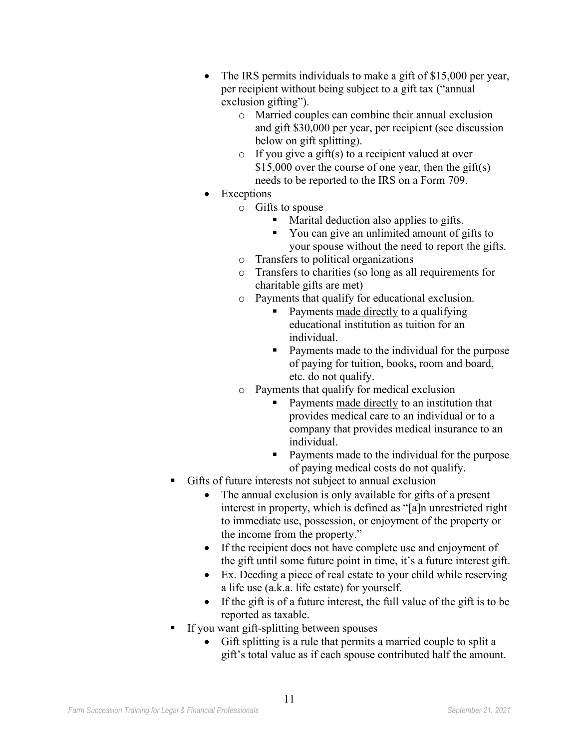- The IRS permits individuals to make a gift of $15,000 per year, per recipient without being subject to a gift tax (“annual exclusion gifting”).
  - Married couples can combine their annual exclusion and gift $30,000 per year, per recipient (see discussion below on gift splitting).
  - If you give a gift(s) to a recipient valued at over $15,000 over the course of one year, then the gift(s) needs to be reported to the IRS on a Form 709.
- Exceptions
  - Gifts to spouse
    - Marital deduction also applies to gifts.
    - You can give an unlimited amount of gifts to your spouse without the need to report the gifts.
  - Transfers to political organizations
  - Transfers to charities (so long as all requirements for charitable gifts are met)
  - Payments that qualify for educational exclusion.
    - Payments <u>made directly</u> to a qualifying educational institution as tuition for an individual.
    - Payments made to the individual for the purpose of paying for tuition, books, room and board, etc. do not qualify.
  - Payments that qualify for medical exclusion
    - Payments <u>made directly</u> to an institution that provides medical care to an individual or to a company that provides medical insurance to an individual.
    - Payments made to the individual for the purpose of paying medical costs do not qualify.

- Gifts of future interests not subject to annual exclusion
  - The annual exclusion is only available for gifts of a present interest in property, which is defined as “[a]n unrestricted right to immediate use, possession, or enjoyment of the property or the income from the property.”
  - If the recipient does not have complete use and enjoyment of the gift until some future point in time, it’s a future interest gift.
  - Ex. Deeding a piece of real estate to your child while reserving a life use (a.k.a. life estate) for yourself.
  - If the gift is of a future interest, the full value of the gift is to be reported as taxable.
- If you want gift-splitting between spouses
  - Gift splitting is a rule that permits a married couple to split a gift’s total value as if each spouse contributed half the amount.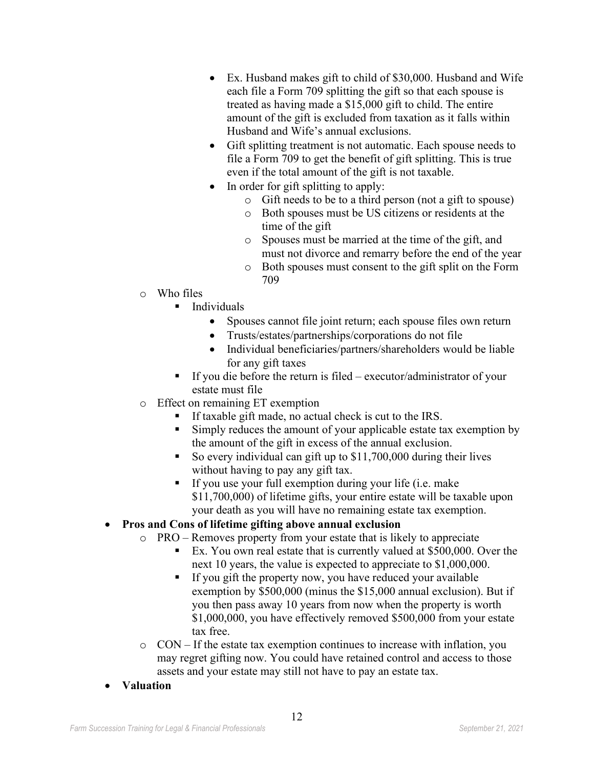- Ex. Husband makes gift to child of $30,000. Husband and Wife each file a Form 709 splitting the gift so that each spouse is treated as having made a $15,000 gift to child. The entire amount of the gift is excluded from taxation as it falls within Husband and Wife's annual exclusions.
        - Gift splitting treatment is not automatic. Each spouse needs to file a Form 709 to get the benefit of gift splitting. This is true even if the total amount of the gift is not taxable.
        - In order for gift splitting to apply:
          - Gift needs to be to a third person (not a gift to spouse)
          - Both spouses must be US citizens or residents at the time of the gift
          - Spouses must be married at the time of the gift, and must not divorce and remarry before the end of the year
          - Both spouses must consent to the gift split on the Form 709
  - Who files
    - Individuals
      - Spouses cannot file joint return; each spouse files own return
      - Trusts/estates/partnerships/corporations do not file
      - Individual beneficiaries/partners/shareholders would be liable for any gift taxes
    - If you die before the return is filed – executor/administrator of your estate must file
  - Effect on remaining ET exemption
    - If taxable gift made, no actual check is cut to the IRS.
    - Simply reduces the amount of your applicable estate tax exemption by the amount of the gift in excess of the annual exclusion.
    - So every individual can gift up to $11,700,000 during their lives without having to pay any gift tax.
    - If you use your full exemption during your life (i.e. make $11,700,000) of lifetime gifts, your entire estate will be taxable upon your death as you will have no remaining estate tax exemption.
- **Pros and Cons of lifetime gifting above annual exclusion**
  - PRO – Removes property from your estate that is likely to appreciate
    - Ex. You own real estate that is currently valued at $500,000. Over the next 10 years, the value is expected to appreciate to $1,000,000.
    - If you gift the property now, you have reduced your available exemption by $500,000 (minus the $15,000 annual exclusion). But if you then pass away 10 years from now when the property is worth $1,000,000, you have effectively removed $500,000 from your estate tax free.
  - CON – If the estate tax exemption continues to increase with inflation, you may regret gifting now. You could have retained control and access to those assets and your estate may still not have to pay an estate tax.
- **Valuation**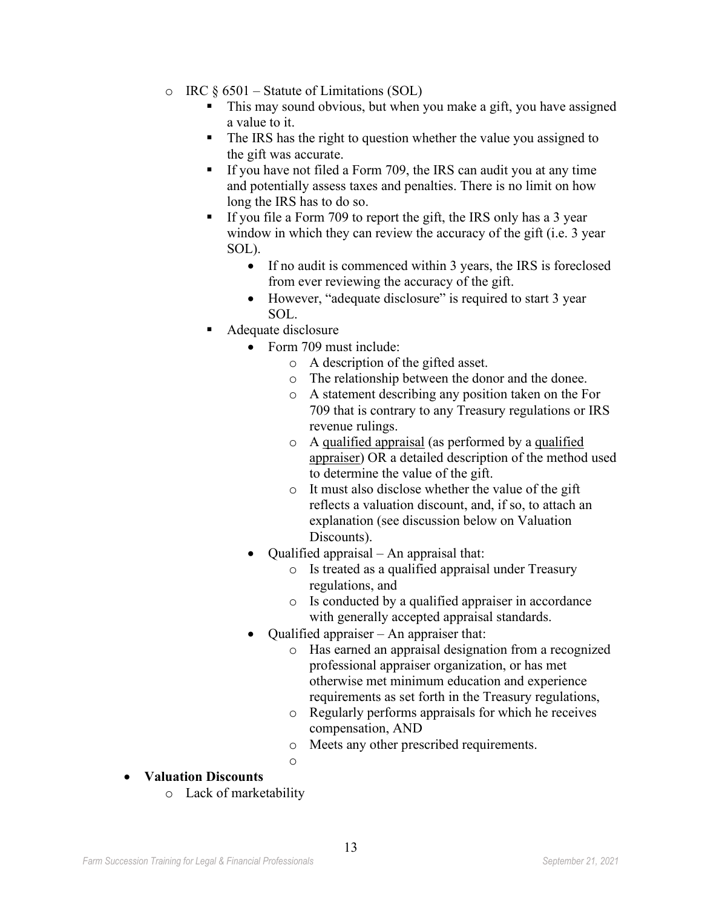- IRC § 6501 – Statute of Limitations (SOL)
  - This may sound obvious, but when you make a gift, you have assigned a value to it.
  - The IRS has the right to question whether the value you assigned to the gift was accurate.
  - If you have not filed a Form 709, the IRS can audit you at any time and potentially assess taxes and penalties. There is no limit on how long the IRS has to do so.
  - If you file a Form 709 to report the gift, the IRS only has a 3 year window in which they can review the accuracy of the gift (i.e. 3 year SOL).
    - If no audit is commenced within 3 years, the IRS is foreclosed from ever reviewing the accuracy of the gift.
    - However, "adequate disclosure" is required to start 3 year SOL.
  - Adequate disclosure
    - Form 709 must include:
      - A description of the gifted asset.
      - The relationship between the donor and the donee.
      - A statement describing any position taken on the For 709 that is contrary to any Treasury regulations or IRS revenue rulings.
      - A qualified appraisal (as performed by a qualified appraiser) OR a detailed description of the method used to determine the value of the gift.
      - It must also disclose whether the value of the gift reflects a valuation discount, and, if so, to attach an explanation (see discussion below on Valuation Discounts).
    - Qualified appraisal – An appraisal that:
      - Is treated as a qualified appraisal under Treasury regulations, and
      - Is conducted by a qualified appraiser in accordance with generally accepted appraisal standards.
    - Qualified appraiser – An appraiser that:
      - Has earned an appraisal designation from a recognized professional appraiser organization, or has met otherwise met minimum education and experience requirements as set forth in the Treasury regulations,
      - Regularly performs appraisals for which he receives compensation, AND
      - Meets any other prescribed requirements.

- **Valuation Discounts**
  - Lack of marketability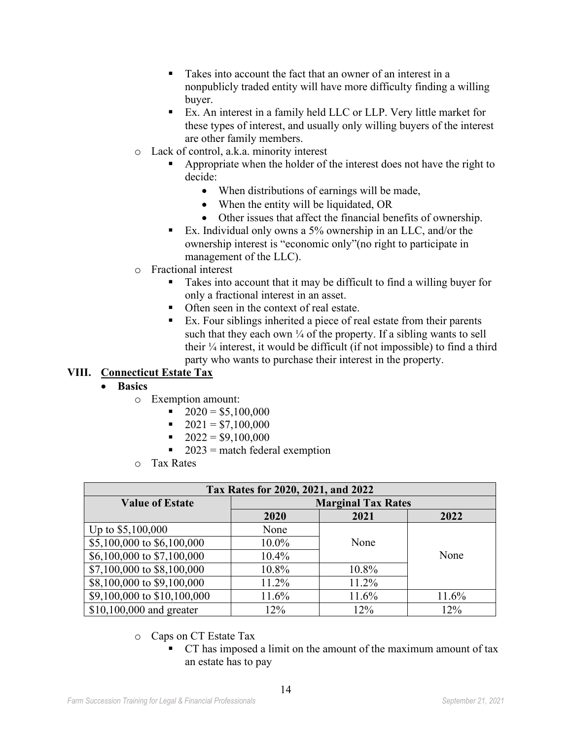- Takes into account the fact that an owner of an interest in a nonpublicly traded entity will have more difficulty finding a willing buyer.
        - Ex. An interest in a family held LLC or LLP. Very little market for these types of interest, and usually only willing buyers of the interest are other family members.
    - Lack of control, a.k.a. minority interest
        - Appropriate when the holder of the interest does not have the right to decide:
            - When distributions of earnings will be made,
            - When the entity will be liquidated, OR
            - Other issues that affect the financial benefits of ownership.
        - Ex. Individual only owns a 5% ownership in an LLC, and/or the ownership interest is "economic only"(no right to participate in management of the LLC).
    - Fractional interest
        - Takes into account that it may be difficult to find a willing buyer for only a fractional interest in an asset.
        - Often seen in the context of real estate.
        - Ex. Four siblings inherited a piece of real estate from their parents such that they each own ¼ of the property. If a sibling wants to sell their ¼ interest, it would be difficult (if not impossible) to find a third party who wants to purchase their interest in the property.

## VIII. Connecticut Estate Tax

- **Basics**
    - Exemption amount:
        - 2020 = $5,100,000
        - 2021 = $7,100,000
        - 2022 = $9,100,000
        - 2023 = match federal exemption
    - Tax Rates

| Tax Rates for 2020, 2021, and 2022 | | | |
|---|---|---|---|
| **Value of Estate** | **Marginal Tax Rates** | | |
| | **2020** | **2021** | **2022** |
| Up to $5,100,000 | None | None | None |
| $5,100,000 to $6,100,000 | 10.0% | None | None |
| $6,100,000 to $7,100,000 | 10.4% | None | None |
| $7,100,000 to $8,100,000 | 10.8% | 10.8% | None |
| $8,100,000 to $9,100,000 | 11.2% | 11.2% | None |
| $9,100,000 to $10,100,000 | 11.6% | 11.6% | 11.6% |
| $10,100,000 and greater | 12% | 12% | 12% |

- 
    - Caps on CT Estate Tax
        - CT has imposed a limit on the amount of the maximum amount of tax an estate has to pay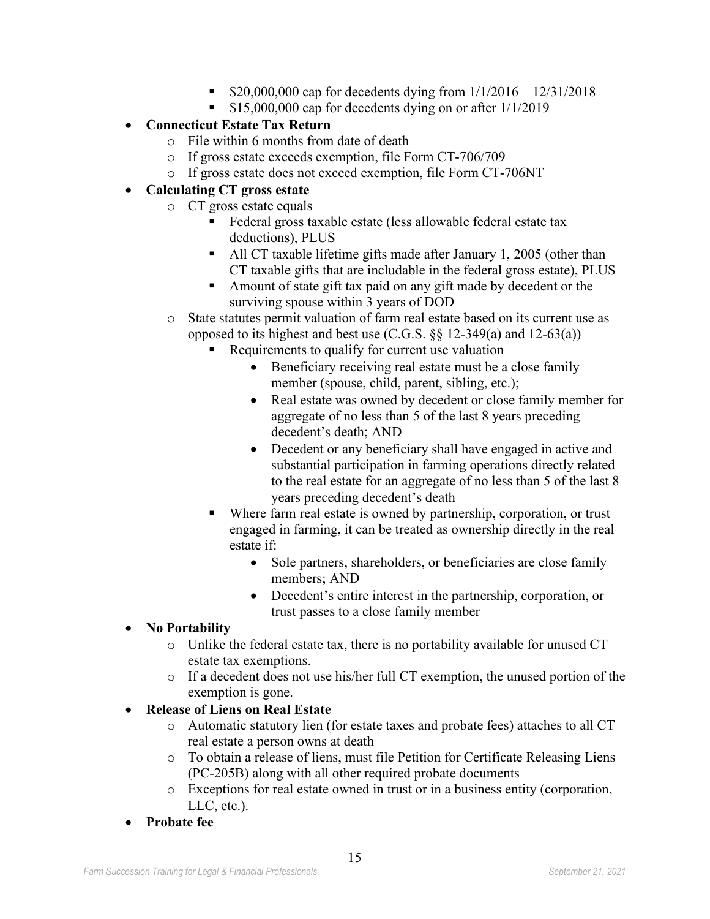- $20,000,000 cap for decedents dying from 1/1/2016 – 12/31/2018
    - $15,000,000 cap for decedents dying on or after 1/1/2019

- **Connecticut Estate Tax Return**
  - File within 6 months from date of death
  - If gross estate exceeds exemption, file Form CT-706/709
  - If gross estate does not exceed exemption, file Form CT-706NT
- **Calculating CT gross estate**
  - CT gross estate equals
    - Federal gross taxable estate (less allowable federal estate tax deductions), PLUS
    - All CT taxable lifetime gifts made after January 1, 2005 (other than CT taxable gifts that are includable in the federal gross estate), PLUS
    - Amount of state gift tax paid on any gift made by decedent or the surviving spouse within 3 years of DOD
  - State statutes permit valuation of farm real estate based on its current use as opposed to its highest and best use (C.G.S. §§ 12-349(a) and 12-63(a))
    - Requirements to qualify for current use valuation
      - Beneficiary receiving real estate must be a close family member (spouse, child, parent, sibling, etc.);
      - Real estate was owned by decedent or close family member for aggregate of no less than 5 of the last 8 years preceding decedent's death; AND
      - Decedent or any beneficiary shall have engaged in active and substantial participation in farming operations directly related to the real estate for an aggregate of no less than 5 of the last 8 years preceding decedent's death
    - Where farm real estate is owned by partnership, corporation, or trust engaged in farming, it can be treated as ownership directly in the real estate if:
      - Sole partners, shareholders, or beneficiaries are close family members; AND
      - Decedent's entire interest in the partnership, corporation, or trust passes to a close family member
- **No Portability**
  - Unlike the federal estate tax, there is no portability available for unused CT estate tax exemptions.
  - If a decedent does not use his/her full CT exemption, the unused portion of the exemption is gone.
- **Release of Liens on Real Estate**
  - Automatic statutory lien (for estate taxes and probate fees) attaches to all CT real estate a person owns at death
  - To obtain a release of liens, must file Petition for Certificate Releasing Liens (PC-205B) along with all other required probate documents
  - Exceptions for real estate owned in trust or in a business entity (corporation, LLC, etc.).
- **Probate fee**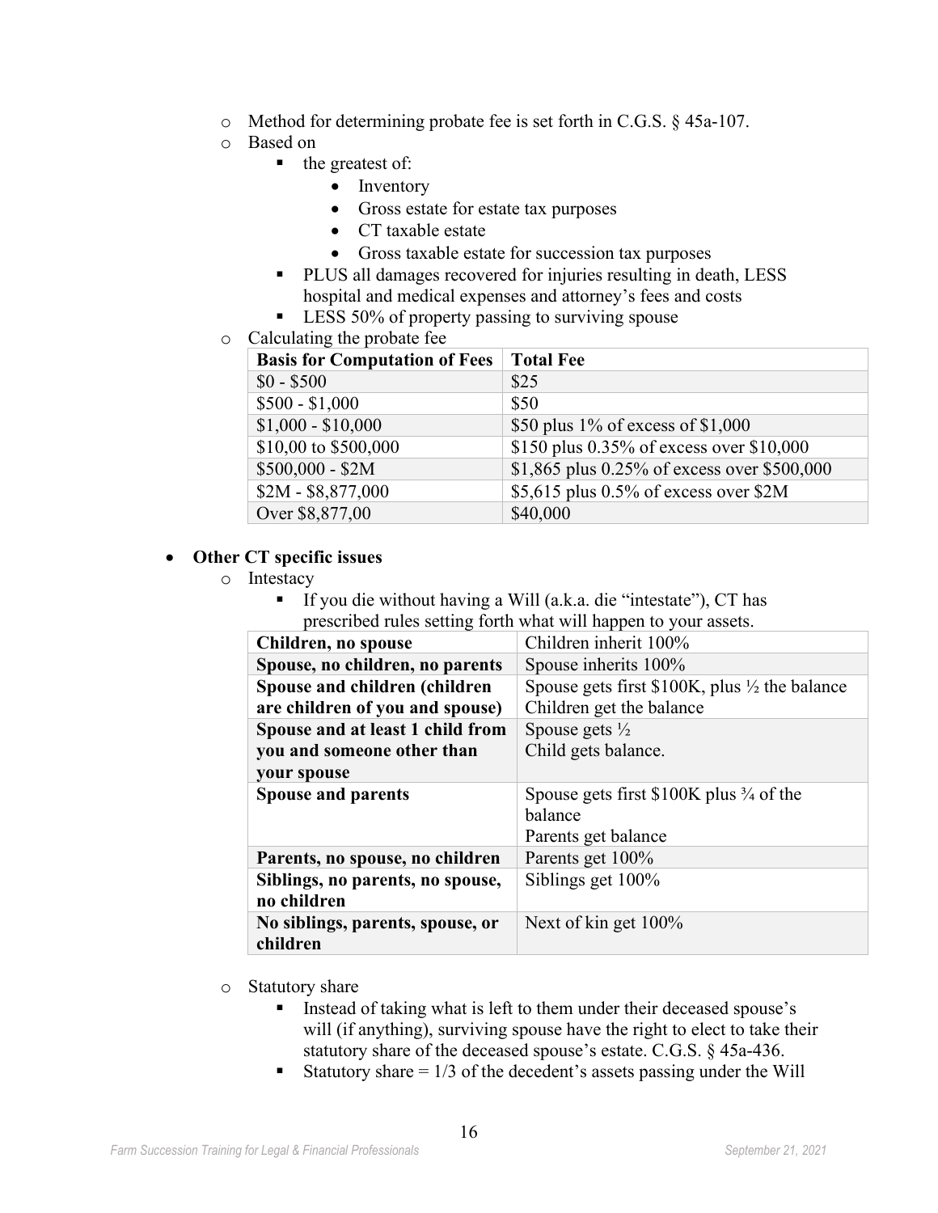- Method for determining probate fee is set forth in C.G.S. § 45a-107.
- Based on
  - the greatest of:
    - Inventory
    - Gross estate for estate tax purposes
    - CT taxable estate
    - Gross taxable estate for succession tax purposes
  - PLUS all damages recovered for injuries resulting in death, LESS hospital and medical expenses and attorney's fees and costs
  - LESS 50% of property passing to surviving spouse
- Calculating the probate fee

| Basis for Computation of Fees | Total Fee |
| --- | --- |
| $0 - $500 | $25 |
| $500 - $1,000 | $50 |
| $1,000 - $10,000 | $50 plus 1% of excess of $1,000 |
| $10,00 to $500,000 | $150 plus 0.35% of excess over $10,000 |
| $500,000 - $2M | $1,865 plus 0.25% of excess over $500,000 |
| $2M - $8,877,000 | $5,615 plus 0.5% of excess over $2M |
| Over $8,877,00 | $40,000 |

- **Other CT specific issues**
  - Intestacy
    - If you die without having a Will (a.k.a. die "intestate"), CT has prescribed rules setting forth what will happen to your assets.

| | |
| --- | --- |
| **Children, no spouse** | Children inherit 100% |
| **Spouse, no children, no parents** | Spouse inherits 100% |
| **Spouse and children (children are children of you and spouse)** | Spouse gets first $100K, plus ½ the balance<br>Children get the balance |
| **Spouse and at least 1 child from you and someone other than your spouse** | Spouse gets ½<br>Child gets balance. |
| **Spouse and parents** | Spouse gets first $100K plus ¾ of the balance<br>Parents get balance |
| **Parents, no spouse, no children** | Parents get 100% |
| **Siblings, no parents, no spouse, no children** | Siblings get 100% |
| **No siblings, parents, spouse, or children** | Next of kin get 100% |

  - Statutory share
    - Instead of taking what is left to them under their deceased spouse's will (if anything), surviving spouse have the right to elect to take their statutory share of the deceased spouse's estate. C.G.S. § 45a-436.
    - Statutory share = 1/3 of the decedent's assets passing under the Will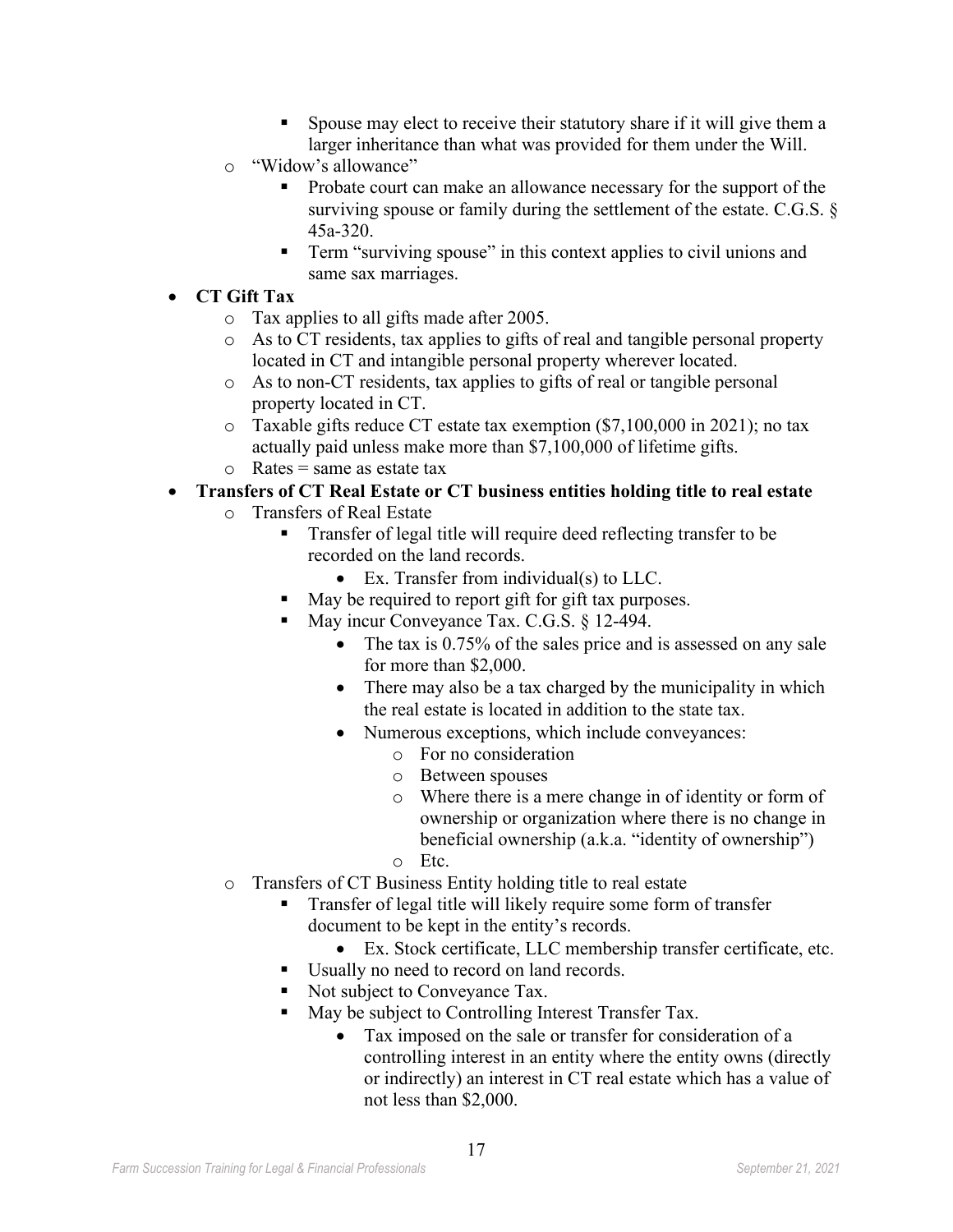- Spouse may elect to receive their statutory share if it will give them a larger inheritance than what was provided for them under the Will.
    - "Widow's allowance"
        - Probate court can make an allowance necessary for the support of the surviving spouse or family during the settlement of the estate. C.G.S. § 45a-320.
        - Term "surviving spouse" in this context applies to civil unions and same sax marriages.

- **CT Gift Tax**
    - Tax applies to all gifts made after 2005.
    - As to CT residents, tax applies to gifts of real and tangible personal property located in CT and intangible personal property wherever located.
    - As to non-CT residents, tax applies to gifts of real or tangible personal property located in CT.
    - Taxable gifts reduce CT estate tax exemption ($7,100,000 in 2021); no tax actually paid unless make more than $7,100,000 of lifetime gifts.
    - Rates = same as estate tax
- **Transfers of CT Real Estate or CT business entities holding title to real estate**
    - Transfers of Real Estate
        - Transfer of legal title will require deed reflecting transfer to be recorded on the land records.
            - Ex. Transfer from individual(s) to LLC.
        - May be required to report gift for gift tax purposes.
        - May incur Conveyance Tax. C.G.S. § 12-494.
            - The tax is 0.75% of the sales price and is assessed on any sale for more than $2,000.
            - There may also be a tax charged by the municipality in which the real estate is located in addition to the state tax.
            - Numerous exceptions, which include conveyances:
                - For no consideration
                - Between spouses
                - Where there is a mere change in of identity or form of ownership or organization where there is no change in beneficial ownership (a.k.a. "identity of ownership")
                - Etc.
    - Transfers of CT Business Entity holding title to real estate
        - Transfer of legal title will likely require some form of transfer document to be kept in the entity's records.
            - Ex. Stock certificate, LLC membership transfer certificate, etc.
        - Usually no need to record on land records.
        - Not subject to Conveyance Tax.
        - May be subject to Controlling Interest Transfer Tax.
            - Tax imposed on the sale or transfer for consideration of a controlling interest in an entity where the entity owns (directly or indirectly) an interest in CT real estate which has a value of not less than $2,000.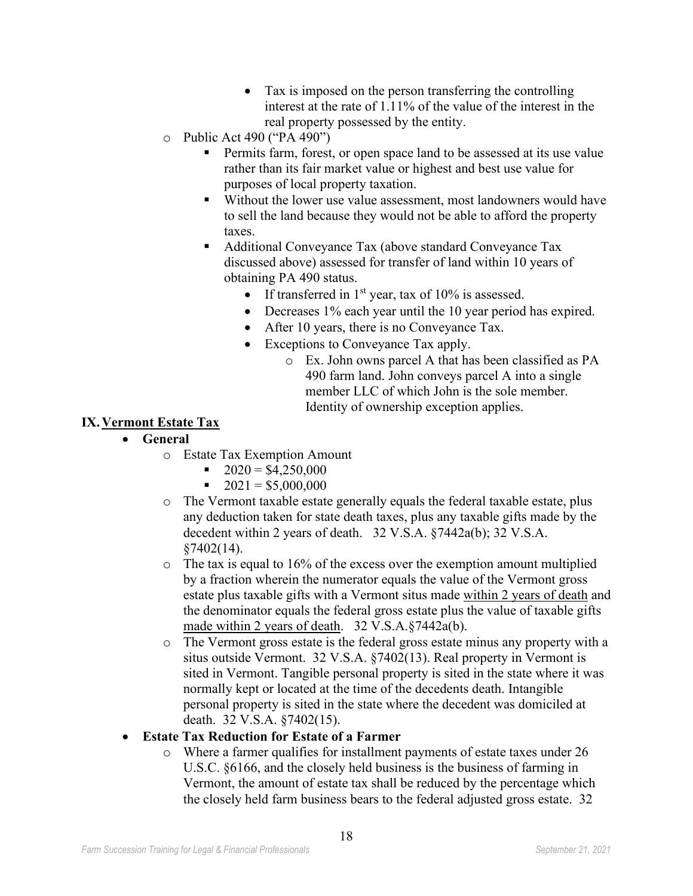- Tax is imposed on the person transferring the controlling interest at the rate of 1.11% of the value of the interest in the real property possessed by the entity.
  - Public Act 490 ("PA 490")
    - Permits farm, forest, or open space land to be assessed at its use value rather than its fair market value or highest and best use value for purposes of local property taxation.
    - Without the lower use value assessment, most landowners would have to sell the land because they would not be able to afford the property taxes.
    - Additional Conveyance Tax (above standard Conveyance Tax discussed above) assessed for transfer of land within 10 years of obtaining PA 490 status.
      - If transferred in 1st year, tax of 10% is assessed.
      - Decreases 1% each year until the 10 year period has expired.
      - After 10 years, there is no Conveyance Tax.
      - Exceptions to Conveyance Tax apply.
        - Ex. John owns parcel A that has been classified as PA 490 farm land. John conveys parcel A into a single member LLC of which John is the sole member. Identity of ownership exception applies.

## IX. Vermont Estate Tax

- **General**
  - Estate Tax Exemption Amount
    - 2020 = $4,250,000
    - 2021 = $5,000,000
  - The Vermont taxable estate generally equals the federal taxable estate, plus any deduction taken for state death taxes, plus any taxable gifts made by the decedent within 2 years of death. 32 V.S.A. §7442a(b); 32 V.S.A. §7402(14).
  - The tax is equal to 16% of the excess over the exemption amount multiplied by a fraction wherein the numerator equals the value of the Vermont gross estate plus taxable gifts with a Vermont situs made within 2 years of death and the denominator equals the federal gross estate plus the value of taxable gifts made within 2 years of death. 32 V.S.A.§7442a(b).
  - The Vermont gross estate is the federal gross estate minus any property with a situs outside Vermont. 32 V.S.A. §7402(13). Real property in Vermont is sited in Vermont. Tangible personal property is sited in the state where it was normally kept or located at the time of the decedents death. Intangible personal property is sited in the state where the decedent was domiciled at death. 32 V.S.A. §7402(15).
- **Estate Tax Reduction for Estate of a Farmer**
  - Where a farmer qualifies for installment payments of estate taxes under 26 U.S.C. §6166, and the closely held business is the business of farming in Vermont, the amount of estate tax shall be reduced by the percentage which the closely held farm business bears to the federal adjusted gross estate. 32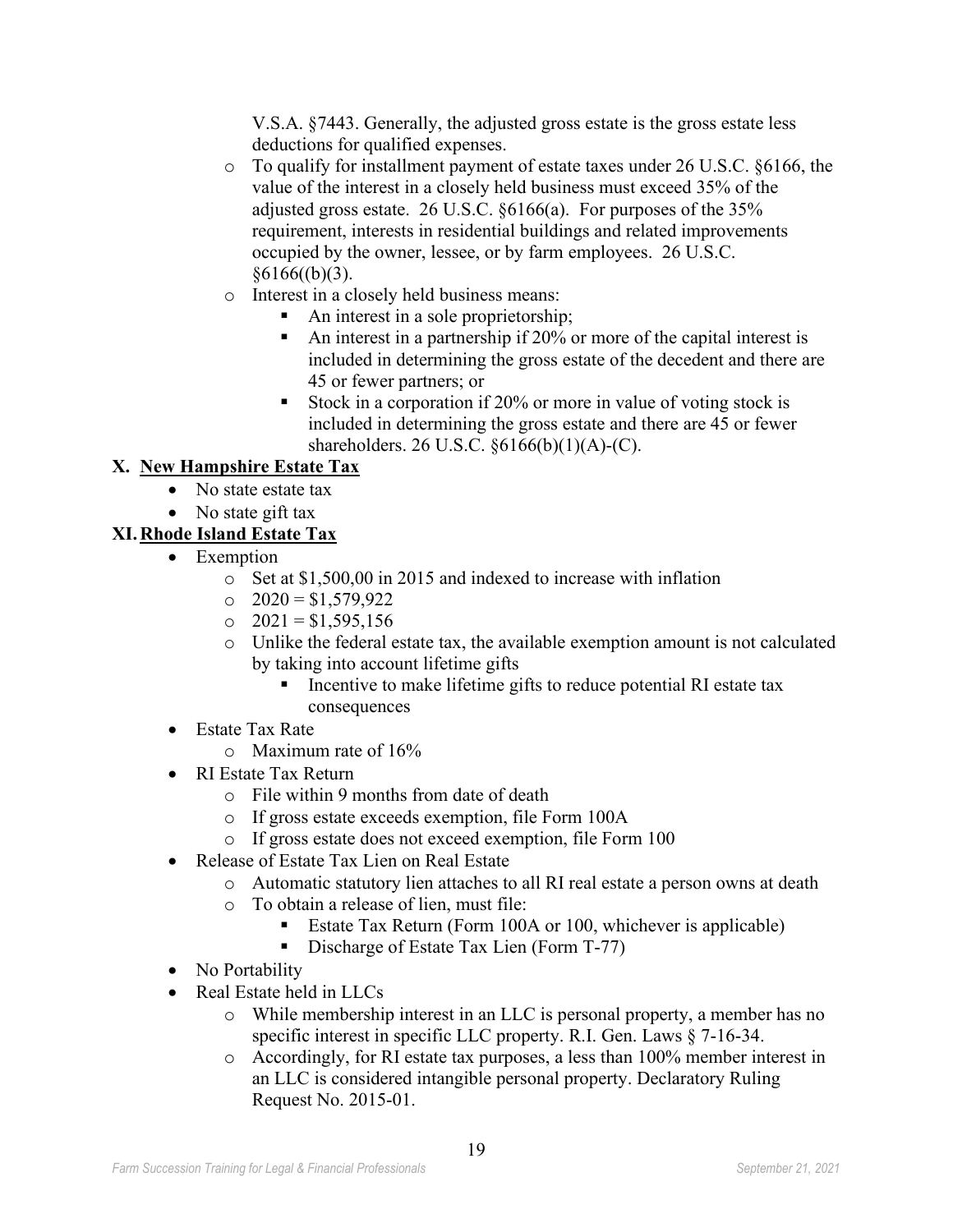V.S.A. §7443. Generally, the adjusted gross estate is the gross estate less deductions for qualified expenses.

- To qualify for installment payment of estate taxes under 26 U.S.C. §6166, the value of the interest in a closely held business must exceed 35% of the adjusted gross estate. 26 U.S.C. §6166(a). For purposes of the 35% requirement, interests in residential buildings and related improvements occupied by the owner, lessee, or by farm employees. 26 U.S.C. §6166((b)(3).
- Interest in a closely held business means:
  - An interest in a sole proprietorship;
  - An interest in a partnership if 20% or more of the capital interest is included in determining the gross estate of the decedent and there are 45 or fewer partners; or
  - Stock in a corporation if 20% or more in value of voting stock is included in determining the gross estate and there are 45 or fewer shareholders. 26 U.S.C. §6166(b)(1)(A)-(C).

## X. New Hampshire Estate Tax

- No state estate tax
- No state gift tax

## XI. Rhode Island Estate Tax

- Exemption
  - Set at $1,500,00 in 2015 and indexed to increase with inflation
  - 2020 = $1,579,922
  - 2021 = $1,595,156
  - Unlike the federal estate tax, the available exemption amount is not calculated by taking into account lifetime gifts
    - Incentive to make lifetime gifts to reduce potential RI estate tax consequences
- Estate Tax Rate
  - Maximum rate of 16%
- RI Estate Tax Return
  - File within 9 months from date of death
  - If gross estate exceeds exemption, file Form 100A
  - If gross estate does not exceed exemption, file Form 100
- Release of Estate Tax Lien on Real Estate
  - Automatic statutory lien attaches to all RI real estate a person owns at death
  - To obtain a release of lien, must file:
    - Estate Tax Return (Form 100A or 100, whichever is applicable)
    - Discharge of Estate Tax Lien (Form T-77)
- No Portability
- Real Estate held in LLCs
  - While membership interest in an LLC is personal property, a member has no specific interest in specific LLC property. R.I. Gen. Laws § 7-16-34.
  - Accordingly, for RI estate tax purposes, a less than 100% member interest in an LLC is considered intangible personal property. Declaratory Ruling Request No. 2015-01.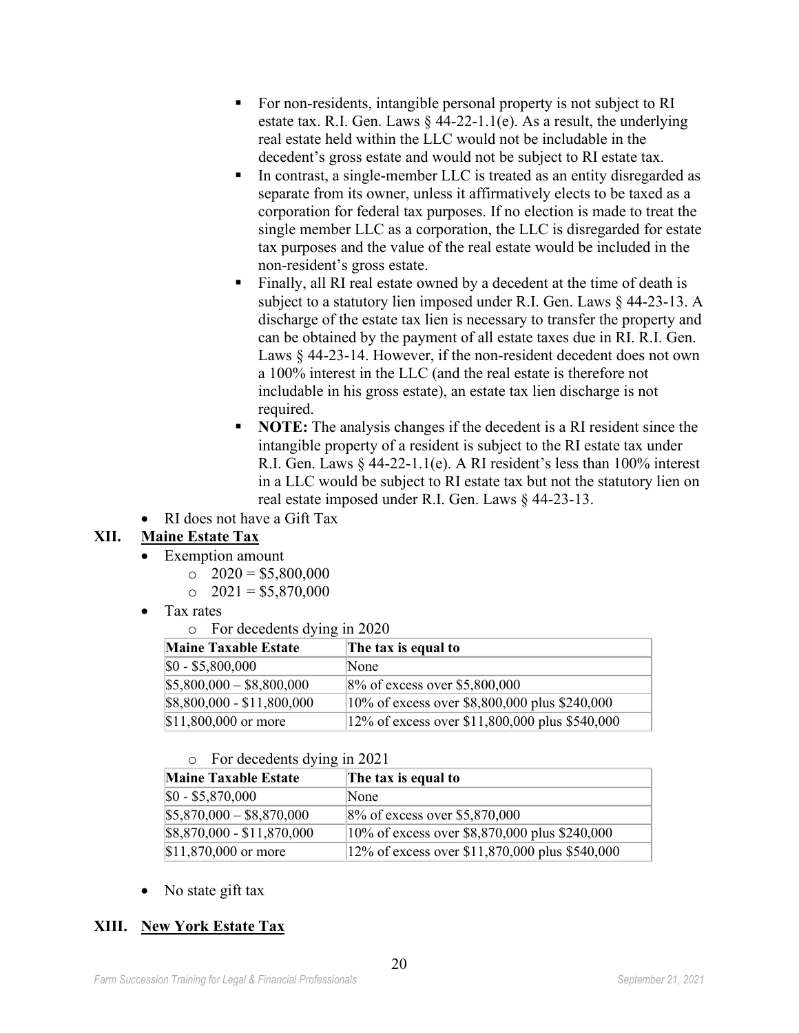- For non-residents, intangible personal property is not subject to RI estate tax. R.I. Gen. Laws § 44-22-1.1(e). As a result, the underlying real estate held within the LLC would not be includable in the decedent's gross estate and would not be subject to RI estate tax.
- In contrast, a single-member LLC is treated as an entity disregarded as separate from its owner, unless it affirmatively elects to be taxed as a corporation for federal tax purposes. If no election is made to treat the single member LLC as a corporation, the LLC is disregarded for estate tax purposes and the value of the real estate would be included in the non-resident's gross estate.
- Finally, all RI real estate owned by a decedent at the time of death is subject to a statutory lien imposed under R.I. Gen. Laws § 44-23-13. A discharge of the estate tax lien is necessary to transfer the property and can be obtained by the payment of all estate taxes due in RI. R.I. Gen. Laws § 44-23-14. However, if the non-resident decedent does not own a 100% interest in the LLC (and the real estate is therefore not includable in his gross estate), an estate tax lien discharge is not required.
- **NOTE:** The analysis changes if the decedent is a RI resident since the intangible property of a resident is subject to the RI estate tax under R.I. Gen. Laws § 44-22-1.1(e). A RI resident's less than 100% interest in a LLC would be subject to RI estate tax but not the statutory lien on real estate imposed under R.I. Gen. Laws § 44-23-13.

- RI does not have a Gift Tax

## XII. Maine Estate Tax

- Exemption amount
  - 2020 = $5,800,000
  - 2021 = $5,870,000
- Tax rates
  - For decedents dying in 2020

| Maine Taxable Estate | The tax is equal to |
|---|---|
| $0 - $5,800,000 | None |
| $5,800,000 – $8,800,000 | 8% of excess over $5,800,000 |
| $8,800,000 - $11,800,000 | 10% of excess over $8,800,000 plus $240,000 |
| $11,800,000 or more | 12% of excess over $11,800,000 plus $540,000 |

  - For decedents dying in 2021

| Maine Taxable Estate | The tax is equal to |
|---|---|
| $0 - $5,870,000 | None |
| $5,870,000 – $8,870,000 | 8% of excess over $5,870,000 |
| $8,870,000 - $11,870,000 | 10% of excess over $8,870,000 plus $240,000 |
| $11,870,000 or more | 12% of excess over $11,870,000 plus $540,000 |

- No state gift tax

## XIII. New York Estate Tax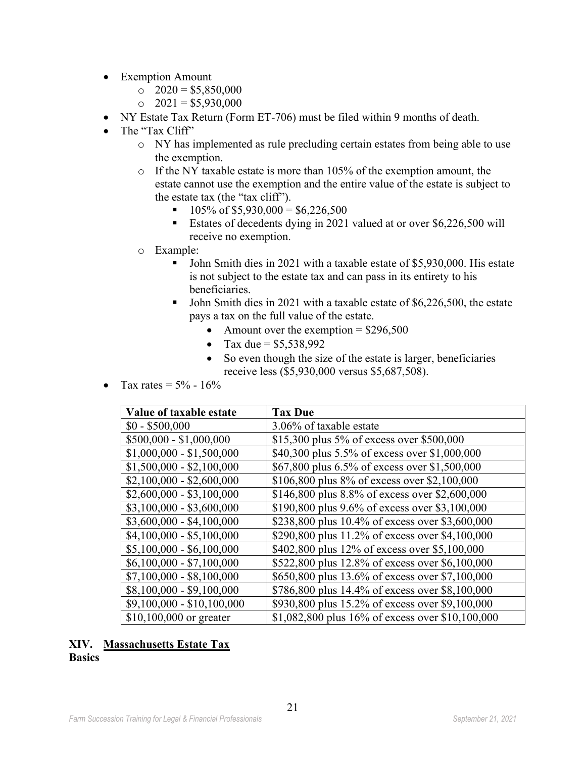- Exemption Amount
  - 2020 = $5,850,000
  - 2021 = $5,930,000
- NY Estate Tax Return (Form ET-706) must be filed within 9 months of death.
- The "Tax Cliff"
  - NY has implemented as rule precluding certain estates from being able to use the exemption.
  - If the NY taxable estate is more than 105% of the exemption amount, the estate cannot use the exemption and the entire value of the estate is subject to the estate tax (the "tax cliff").
    - 105% of $5,930,000 = $6,226,500
    - Estates of decedents dying in 2021 valued at or over $6,226,500 will receive no exemption.
  - Example:
    - John Smith dies in 2021 with a taxable estate of $5,930,000. His estate is not subject to the estate tax and can pass in its entirety to his beneficiaries.
    - John Smith dies in 2021 with a taxable estate of $6,226,500, the estate pays a tax on the full value of the estate.
      - Amount over the exemption = $296,500
      - Tax due = $5,538,992
      - So even though the size of the estate is larger, beneficiaries receive less ($5,930,000 versus $5,687,508).
- Tax rates = 5% - 16%

| Value of taxable estate | Tax Due |
|---|---|
| $0 - $500,000 | 3.06% of taxable estate |
| $500,000 - $1,000,000 | $15,300 plus 5% of excess over $500,000 |
| $1,000,000 - $1,500,000 | $40,300 plus 5.5% of excess over $1,000,000 |
| $1,500,000 - $2,100,000 | $67,800 plus 6.5% of excess over $1,500,000 |
| $2,100,000 - $2,600,000 | $106,800 plus 8% of excess over $2,100,000 |
| $2,600,000 - $3,100,000 | $146,800 plus 8.8% of excess over $2,600,000 |
| $3,100,000 - $3,600,000 | $190,800 plus 9.6% of excess over $3,100,000 |
| $3,600,000 - $4,100,000 | $238,800 plus 10.4% of excess over $3,600,000 |
| $4,100,000 - $5,100,000 | $290,800 plus 11.2% of excess over $4,100,000 |
| $5,100,000 - $6,100,000 | $402,800 plus 12% of excess over $5,100,000 |
| $6,100,000 - $7,100,000 | $522,800 plus 12.8% of excess over $6,100,000 |
| $7,100,000 - $8,100,000 | $650,800 plus 13.6% of excess over $7,100,000 |
| $8,100,000 - $9,100,000 | $786,800 plus 14.4% of excess over $8,100,000 |
| $9,100,000 - $10,100,000 | $930,800 plus 15.2% of excess over $9,100,000 |
| $10,100,000 or greater | $1,082,800 plus 16% of excess over $10,100,000 |

## XIV. Massachusetts Estate Tax

**Basics**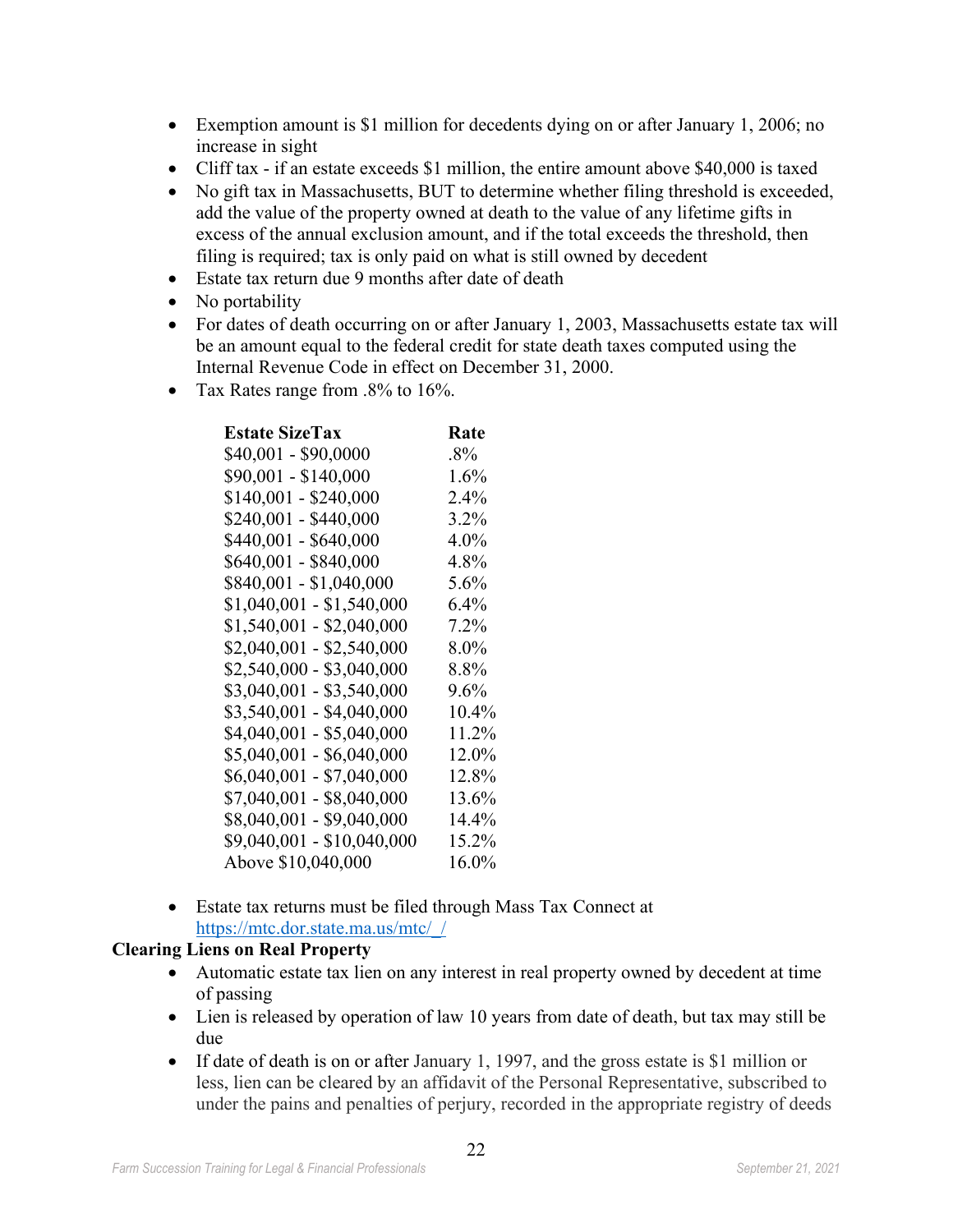- Exemption amount is $1 million for decedents dying on or after January 1, 2006; no increase in sight
- Cliff tax - if an estate exceeds $1 million, the entire amount above $40,000 is taxed
- No gift tax in Massachusetts, BUT to determine whether filing threshold is exceeded, add the value of the property owned at death to the value of any lifetime gifts in excess of the annual exclusion amount, and if the total exceeds the threshold, then filing is required; tax is only paid on what is still owned by decedent
- Estate tax return due 9 months after date of death
- No portability
- For dates of death occurring on or after January 1, 2003, Massachusetts estate tax will be an amount equal to the federal credit for state death taxes computed using the Internal Revenue Code in effect on December 31, 2000.
- Tax Rates range from .8% to 16%.

| Estate SizeTax | Rate |
|---|---|
| $40,001 - $90,0000 | .8% |
| $90,001 - $140,000 | 1.6% |
| $140,001 - $240,000 | 2.4% |
| $240,001 - $440,000 | 3.2% |
| $440,001 - $640,000 | 4.0% |
| $640,001 - $840,000 | 4.8% |
| $840,001 - $1,040,000 | 5.6% |
| $1,040,001 - $1,540,000 | 6.4% |
| $1,540,001 - $2,040,000 | 7.2% |
| $2,040,001 - $2,540,000 | 8.0% |
| $2,540,000 - $3,040,000 | 8.8% |
| $3,040,001 - $3,540,000 | 9.6% |
| $3,540,001 - $4,040,000 | 10.4% |
| $4,040,001 - $5,040,000 | 11.2% |
| $5,040,001 - $6,040,000 | 12.0% |
| $6,040,001 - $7,040,000 | 12.8% |
| $7,040,001 - $8,040,000 | 13.6% |
| $8,040,001 - $9,040,000 | 14.4% |
| $9,040,001 - $10,040,000 | 15.2% |
| Above $10,040,000 | 16.0% |

- Estate tax returns must be filed through Mass Tax Connect at https://mtc.dor.state.ma.us/mtc/_/

**Clearing Liens on Real Property**

- Automatic estate tax lien on any interest in real property owned by decedent at time of passing
- Lien is released by operation of law 10 years from date of death, but tax may still be due
- If date of death is on or after January 1, 1997, and the gross estate is $1 million or less, lien can be cleared by an affidavit of the Personal Representative, subscribed to under the pains and penalties of perjury, recorded in the appropriate registry of deeds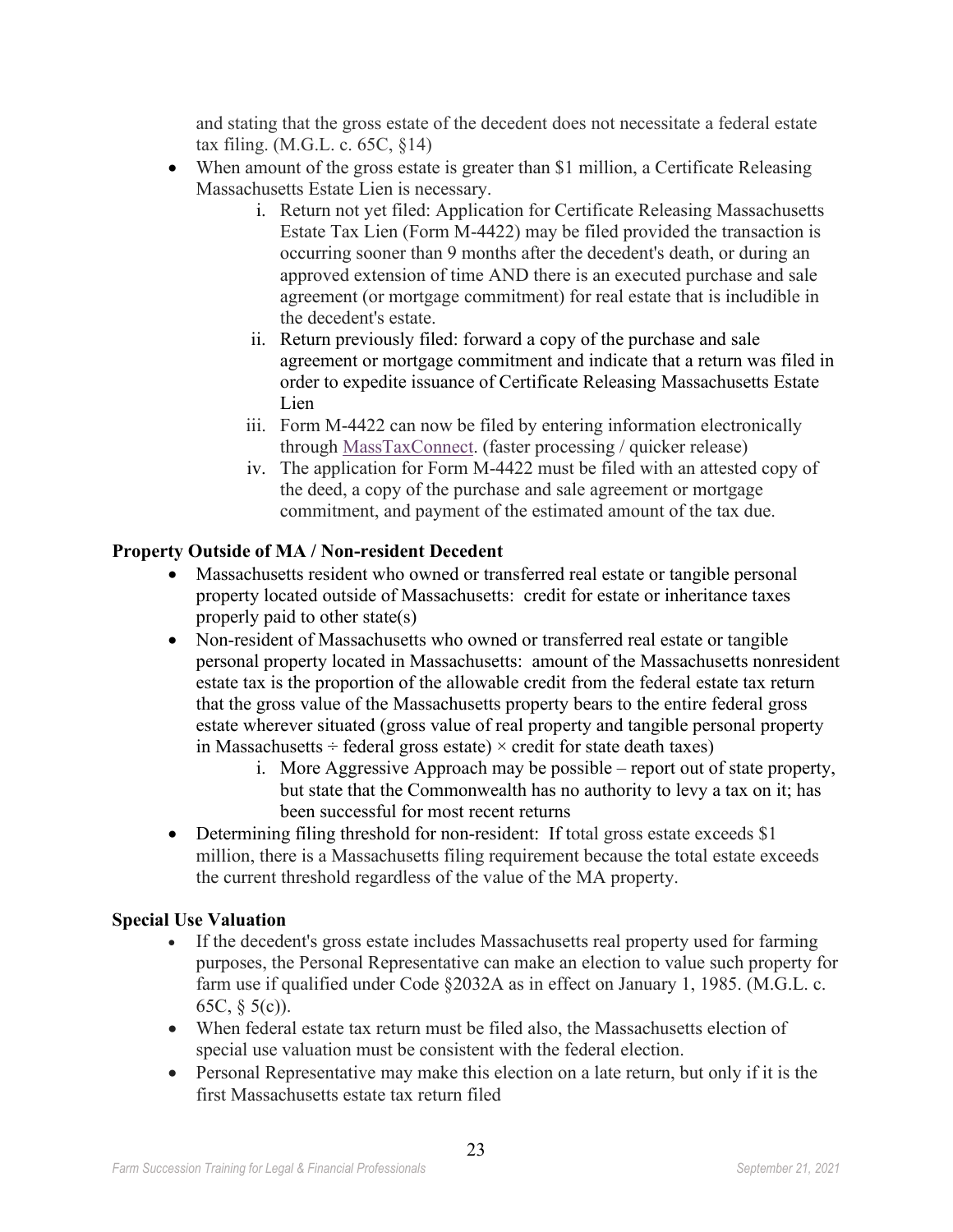and stating that the gross estate of the decedent does not necessitate a federal estate tax filing. (M.G.L. c. 65C, §14)

- When amount of the gross estate is greater than $1 million, a Certificate Releasing Massachusetts Estate Lien is necessary.
    i. Return not yet filed: Application for Certificate Releasing Massachusetts Estate Tax Lien (Form M-4422) may be filed provided the transaction is occurring sooner than 9 months after the decedent's death, or during an approved extension of time AND there is an executed purchase and sale agreement (or mortgage commitment) for real estate that is includible in the decedent's estate.
    ii. Return previously filed: forward a copy of the purchase and sale agreement or mortgage commitment and indicate that a return was filed in order to expedite issuance of Certificate Releasing Massachusetts Estate Lien
    iii. Form M-4422 can now be filed by entering information electronically through MassTaxConnect. (faster processing / quicker release)
    iv. The application for Form M-4422 must be filed with an attested copy of the deed, a copy of the purchase and sale agreement or mortgage commitment, and payment of the estimated amount of the tax due.

**Property Outside of MA / Non-resident Decedent**

- Massachusetts resident who owned or transferred real estate or tangible personal property located outside of Massachusetts: credit for estate or inheritance taxes properly paid to other state(s)
- Non-resident of Massachusetts who owned or transferred real estate or tangible personal property located in Massachusetts: amount of the Massachusetts nonresident estate tax is the proportion of the allowable credit from the federal estate tax return that the gross value of the Massachusetts property bears to the entire federal gross estate wherever situated (gross value of real property and tangible personal property in Massachusetts ÷ federal gross estate) × credit for state death taxes)
    i. More Aggressive Approach may be possible – report out of state property, but state that the Commonwealth has no authority to levy a tax on it; has been successful for most recent returns
- Determining filing threshold for non-resident: If total gross estate exceeds $1 million, there is a Massachusetts filing requirement because the total estate exceeds the current threshold regardless of the value of the MA property.

**Special Use Valuation**

- If the decedent's gross estate includes Massachusetts real property used for farming purposes, the Personal Representative can make an election to value such property for farm use if qualified under Code §2032A as in effect on January 1, 1985. (M.G.L. c. 65C, § 5(c)).
- When federal estate tax return must be filed also, the Massachusetts election of special use valuation must be consistent with the federal election.
- Personal Representative may make this election on a late return, but only if it is the first Massachusetts estate tax return filed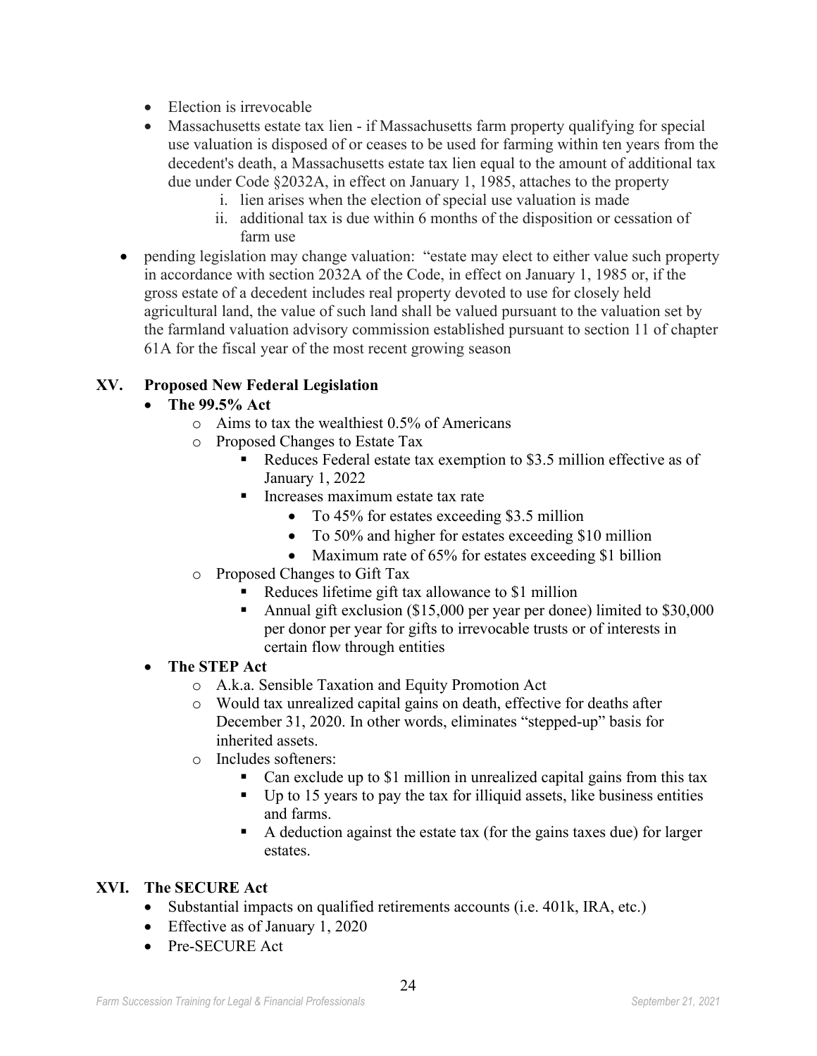- Election is irrevocable
- Massachusetts estate tax lien - if Massachusetts farm property qualifying for special use valuation is disposed of or ceases to be used for farming within ten years from the decedent's death, a Massachusetts estate tax lien equal to the amount of additional tax due under Code §2032A, in effect on January 1, 1985, attaches to the property
    i. lien arises when the election of special use valuation is made
    ii. additional tax is due within 6 months of the disposition or cessation of farm use

- pending legislation may change valuation: "estate may elect to either value such property in accordance with section 2032A of the Code, in effect on January 1, 1985 or, if the gross estate of a decedent includes real property devoted to use for closely held agricultural land, the value of such land shall be valued pursuant to the valuation set by the farmland valuation advisory commission established pursuant to section 11 of chapter 61A for the fiscal year of the most recent growing season

## XV. Proposed New Federal Legislation

- **The 99.5% Act**
    - Aims to tax the wealthiest 0.5% of Americans
    - Proposed Changes to Estate Tax
        - Reduces Federal estate tax exemption to $3.5 million effective as of January 1, 2022
        - Increases maximum estate tax rate
            - To 45% for estates exceeding $3.5 million
            - To 50% and higher for estates exceeding $10 million
            - Maximum rate of 65% for estates exceeding $1 billion
    - Proposed Changes to Gift Tax
        - Reduces lifetime gift tax allowance to $1 million
        - Annual gift exclusion ($15,000 per year per donee) limited to $30,000 per donor per year for gifts to irrevocable trusts or of interests in certain flow through entities
- **The STEP Act**
    - A.k.a. Sensible Taxation and Equity Promotion Act
    - Would tax unrealized capital gains on death, effective for deaths after December 31, 2020. In other words, eliminates "stepped-up" basis for inherited assets.
    - Includes softeners:
        - Can exclude up to $1 million in unrealized capital gains from this tax
        - Up to 15 years to pay the tax for illiquid assets, like business entities and farms.
        - A deduction against the estate tax (for the gains taxes due) for larger estates.

## XVI. The SECURE Act

- Substantial impacts on qualified retirements accounts (i.e. 401k, IRA, etc.)
- Effective as of January 1, 2020
- Pre-SECURE Act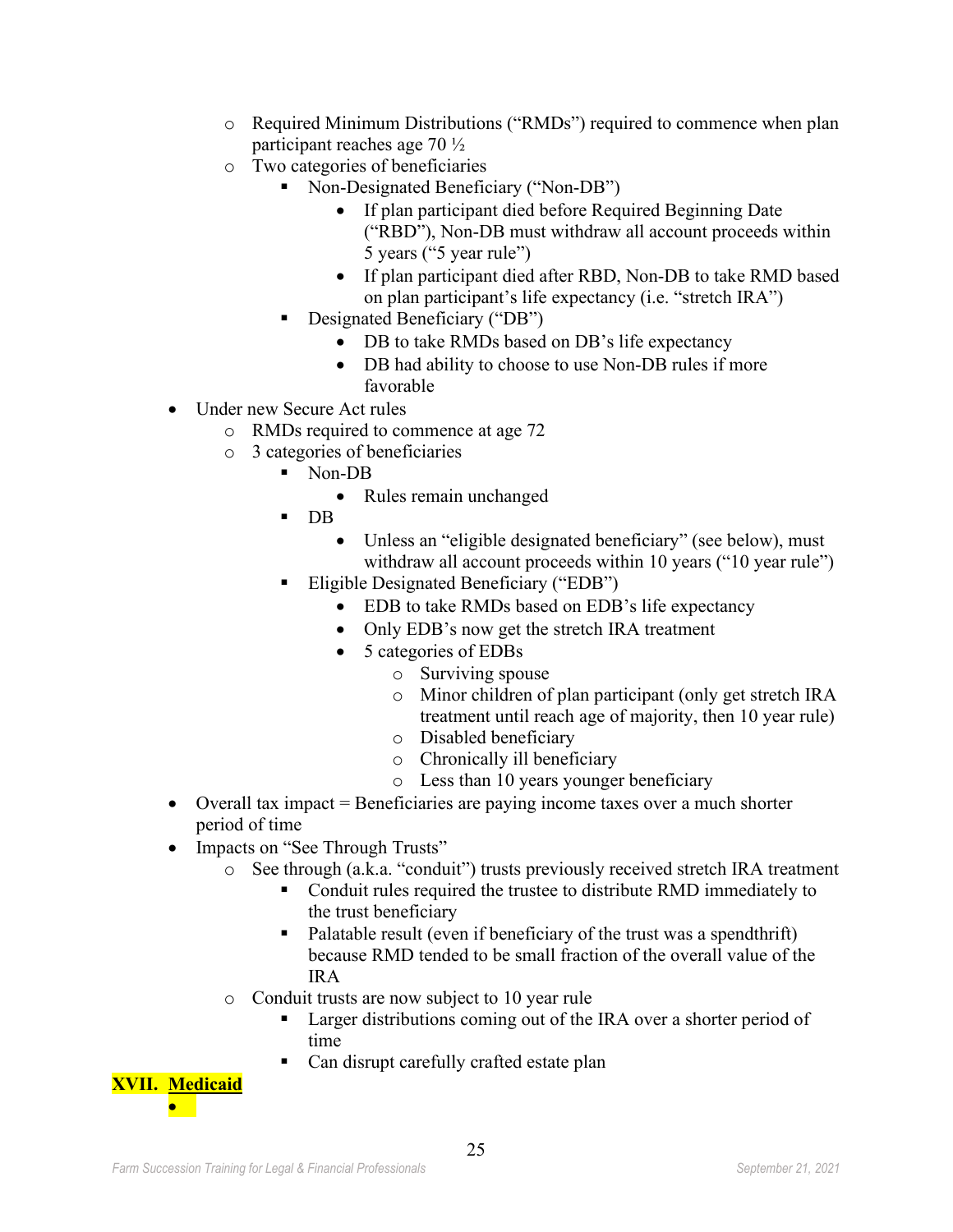- Required Minimum Distributions ("RMDs") required to commence when plan participant reaches age 70 ½
    - Two categories of beneficiaries
        - Non-Designated Beneficiary ("Non-DB")
            - If plan participant died before Required Beginning Date ("RBD"), Non-DB must withdraw all account proceeds within 5 years ("5 year rule")
            - If plan participant died after RBD, Non-DB to take RMD based on plan participant's life expectancy (i.e. "stretch IRA")
        - Designated Beneficiary ("DB")
            - DB to take RMDs based on DB's life expectancy
            - DB had ability to choose to use Non-DB rules if more favorable
- Under new Secure Act rules
    - RMDs required to commence at age 72
    - 3 categories of beneficiaries
        - Non-DB
            - Rules remain unchanged
        - DB
            - Unless an "eligible designated beneficiary" (see below), must withdraw all account proceeds within 10 years ("10 year rule")
        - Eligible Designated Beneficiary ("EDB")
            - EDB to take RMDs based on EDB's life expectancy
            - Only EDB's now get the stretch IRA treatment
            - 5 categories of EDBs
                - Surviving spouse
                - Minor children of plan participant (only get stretch IRA treatment until reach age of majority, then 10 year rule)
                - Disabled beneficiary
                - Chronically ill beneficiary
                - Less than 10 years younger beneficiary
- Overall tax impact = Beneficiaries are paying income taxes over a much shorter period of time
- Impacts on "See Through Trusts"
    - See through (a.k.a. "conduit") trusts previously received stretch IRA treatment
        - Conduit rules required the trustee to distribute RMD immediately to the trust beneficiary
        - Palatable result (even if beneficiary of the trust was a spendthrift) because RMD tended to be small fraction of the overall value of the IRA
    - Conduit trusts are now subject to 10 year rule
        - Larger distributions coming out of the IRA over a shorter period of time
        - Can disrupt carefully crafted estate plan

## XVII. Medicaid

-